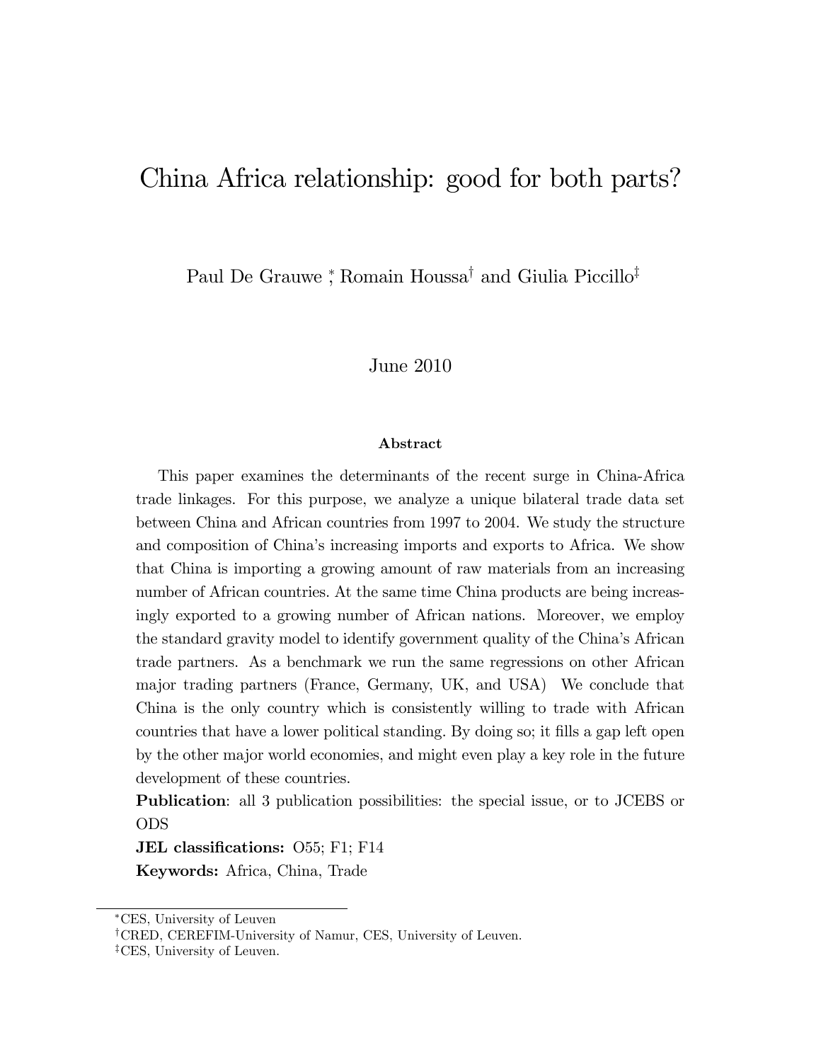# China Africa relationship: good for both parts?

Paul De Grauwe [*], Romain Houssa[†] and Giulia Piccillo[‡]

June 2010

**Abstract**

This paper examines the determinants of the recent surge in China-Africa trade linkages. For this purpose, we analyze a unique bilateral trade data set between China and African countries from 1997 to 2004. We study the structure and composition of China's increasing imports and exports to Africa. We show that China is importing a growing amount of raw materials from an increasing number of African countries. At the same time China products are being increasingly exported to a growing number of African nations. Moreover, we employ the standard gravity model to identify government quality of the China's African trade partners. As a benchmark we run the same regressions on other African major trading partners (France, Germany, UK, and USA) We conclude that China is the only country which is consistently willing to trade with African countries that have a lower political standing. By doing so; it fills a gap left open by the other major world economies, and might even play a key role in the future development of these countries.

**Publication**: all 3 publication possibilities: the special issue, or to JCEBS or ODS

**JEL classifications:** O55; F1; F14

**Keywords:** Africa, China, Trade

[*] CES, University of Leuven

[†] CRED, CEREFIM-University of Namur, CES, University of Leuven.

[‡] CES, University of Leuven.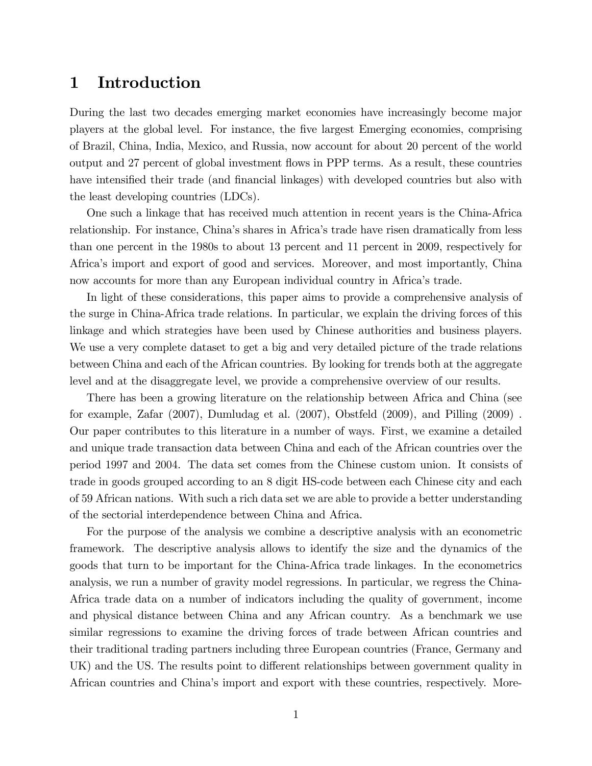# 1 Introduction

During the last two decades emerging market economies have increasingly become major players at the global level. For instance, the five largest Emerging economies, comprising of Brazil, China, India, Mexico, and Russia, now account for about 20 percent of the world output and 27 percent of global investment flows in PPP terms. As a result, these countries have intensified their trade (and financial linkages) with developed countries but also with the least developing countries (LDCs).

One such a linkage that has received much attention in recent years is the China-Africa relationship. For instance, China's shares in Africa's trade have risen dramatically from less than one percent in the 1980s to about 13 percent and 11 percent in 2009, respectively for Africa's import and export of good and services. Moreover, and most importantly, China now accounts for more than any European individual country in Africa's trade.

In light of these considerations, this paper aims to provide a comprehensive analysis of the surge in China-Africa trade relations. In particular, we explain the driving forces of this linkage and which strategies have been used by Chinese authorities and business players. We use a very complete dataset to get a big and very detailed picture of the trade relations between China and each of the African countries. By looking for trends both at the aggregate level and at the disaggregate level, we provide a comprehensive overview of our results.

There has been a growing literature on the relationship between Africa and China (see for example, Zafar (2007), Dumludag et al. (2007), Obstfeld (2009), and Pilling (2009) . Our paper contributes to this literature in a number of ways. First, we examine a detailed and unique trade transaction data between China and each of the African countries over the period 1997 and 2004. The data set comes from the Chinese custom union. It consists of trade in goods grouped according to an 8 digit HS-code between each Chinese city and each of 59 African nations. With such a rich data set we are able to provide a better understanding of the sectorial interdependence between China and Africa.

For the purpose of the analysis we combine a descriptive analysis with an econometric framework. The descriptive analysis allows to identify the size and the dynamics of the goods that turn to be important for the China-Africa trade linkages. In the econometrics analysis, we run a number of gravity model regressions. In particular, we regress the China-Africa trade data on a number of indicators including the quality of government, income and physical distance between China and any African country. As a benchmark we use similar regressions to examine the driving forces of trade between African countries and their traditional trading partners including three European countries (France, Germany and UK) and the US. The results point to different relationships between government quality in African countries and China's import and export with these countries, respectively. More-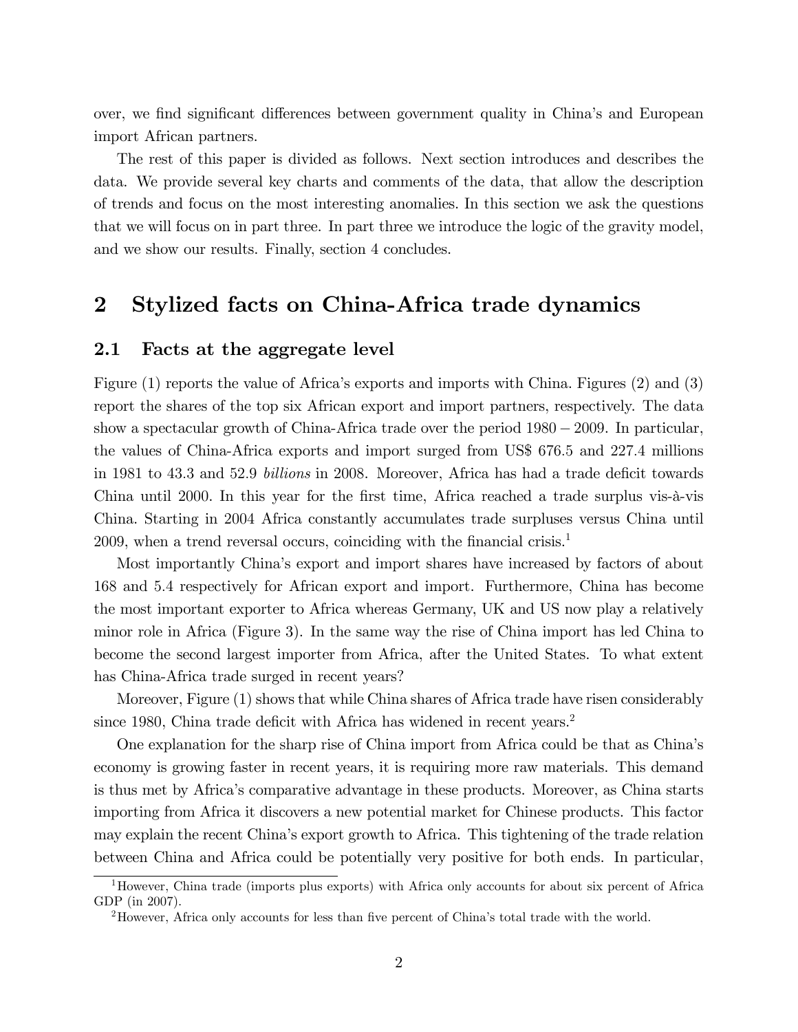over, we find significant differences between government quality in China's and European import African partners.

The rest of this paper is divided as follows. Next section introduces and describes the data. We provide several key charts and comments of the data, that allow the description of trends and focus on the most interesting anomalies. In this section we ask the questions that we will focus on in part three. In part three we introduce the logic of the gravity model, and we show our results. Finally, section 4 concludes.

# 2 Stylized facts on China-Africa trade dynamics

## 2.1 Facts at the aggregate level

Figure (1) reports the value of Africa's exports and imports with China. Figures (2) and (3) report the shares of the top six African export and import partners, respectively. The data show a spectacular growth of China-Africa trade over the period $1980 - 2009$. In particular, the values of China-Africa exports and import surged from US$ 676.5 and 227.4 millions in 1981 to 43.3 and 52.9 *billions* in 2008. Moreover, Africa has had a trade deficit towards China until 2000. In this year for the first time, Africa reached a trade surplus vis-à-vis China. Starting in 2004 Africa constantly accumulates trade surpluses versus China until 2009, when a trend reversal occurs, coinciding with the financial crisis.[1]

Most importantly China's export and import shares have increased by factors of about 168 and 5.4 respectively for African export and import. Furthermore, China has become the most important exporter to Africa whereas Germany, UK and US now play a relatively minor role in Africa (Figure 3). In the same way the rise of China import has led China to become the second largest importer from Africa, after the United States. To what extent has China-Africa trade surged in recent years?

Moreover, Figure (1) shows that while China shares of Africa trade have risen considerably since 1980, China trade deficit with Africa has widened in recent years.[2]

One explanation for the sharp rise of China import from Africa could be that as China's economy is growing faster in recent years, it is requiring more raw materials. This demand is thus met by Africa's comparative advantage in these products. Moreover, as China starts importing from Africa it discovers a new potential market for Chinese products. This factor may explain the recent China's export growth to Africa. This tightening of the trade relation between China and Africa could be potentially very positive for both ends. In particular,

[1] However, China trade (imports plus exports) with Africa only accounts for about six percent of Africa GDP (in 2007).

[2] However, Africa only accounts for less than five percent of China's total trade with the world.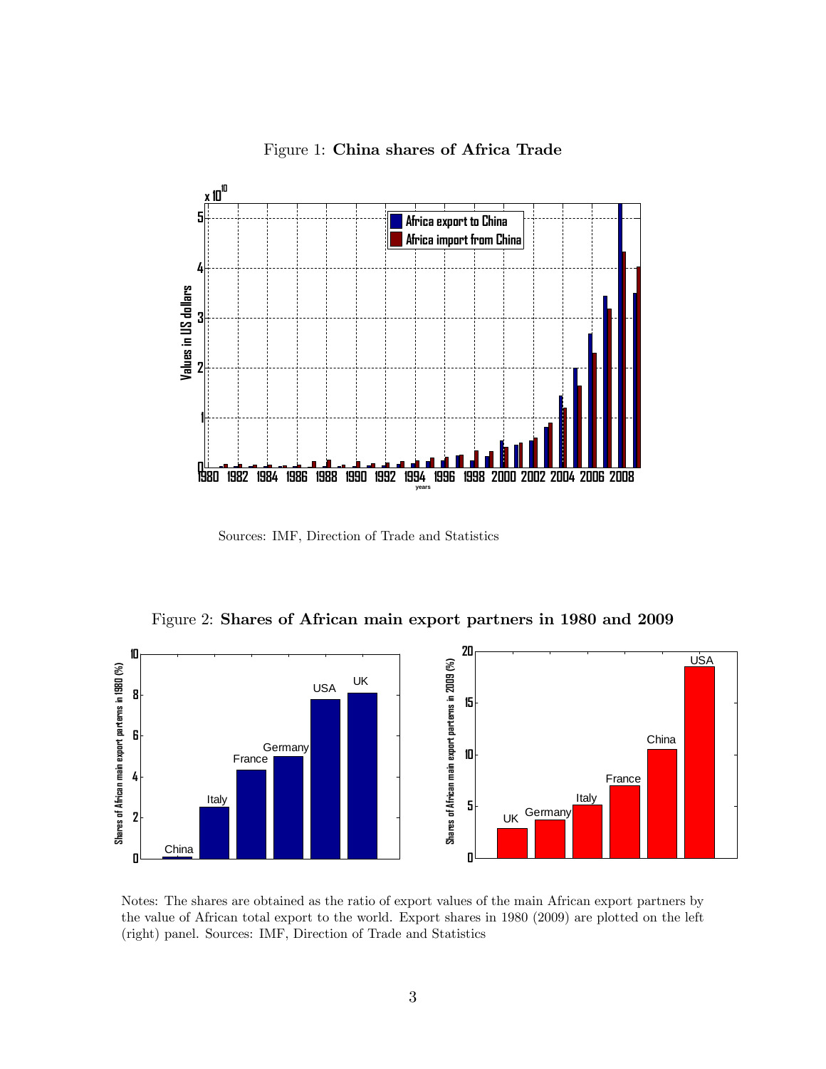Figure 1: **China shares of Africa Trade**

Sources: IMF, Direction of Trade and Statistics

Figure 2: **Shares of African main export partners in 1980 and 2009**

Notes: The shares are obtained as the ratio of export values of the main African export partners by the value of African total export to the world. Export shares in 1980 (2009) are plotted on the left (right) panel. Sources: IMF, Direction of Trade and Statistics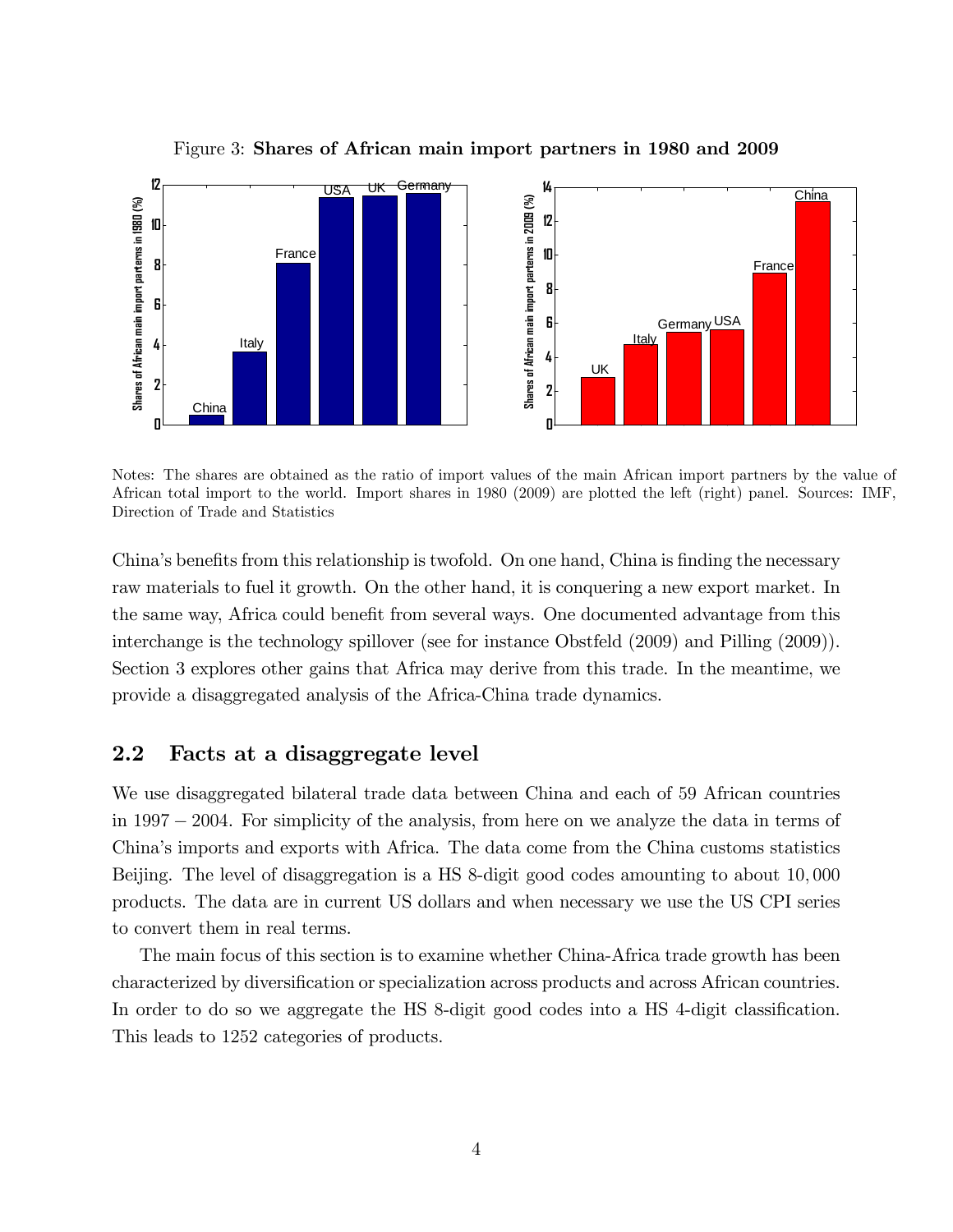Figure 3: **Shares of African main import partners in 1980 and 2009**

Notes: The shares are obtained as the ratio of import values of the main African import partners by the value of African total import to the world. Import shares in 1980 (2009) are plotted the left (right) panel. Sources: IMF, Direction of Trade and Statistics

China's benefits from this relationship is twofold. On one hand, China is finding the necessary raw materials to fuel it growth. On the other hand, it is conquering a new export market. In the same way, Africa could benefit from several ways. One documented advantage from this interchange is the technology spillover (see for instance Obstfeld (2009) and Pilling (2009)). Section 3 explores other gains that Africa may derive from this trade. In the meantime, we provide a disaggregated analysis of the Africa-China trade dynamics.

## 2.2 Facts at a disaggregate level

We use disaggregated bilateral trade data between China and each of 59 African countries in $1997-2004$. For simplicity of the analysis, from here on we analyze the data in terms of China's imports and exports with Africa. The data come from the China customs statistics Beijing. The level of disaggregation is a HS 8-digit good codes amounting to about $10,000$ products. The data are in current US dollars and when necessary we use the US CPI series to convert them in real terms.

The main focus of this section is to examine whether China-Africa trade growth has been characterized by diversification or specialization across products and across African countries. In order to do so we aggregate the HS 8-digit good codes into a HS 4-digit classification. This leads to 1252 categories of products.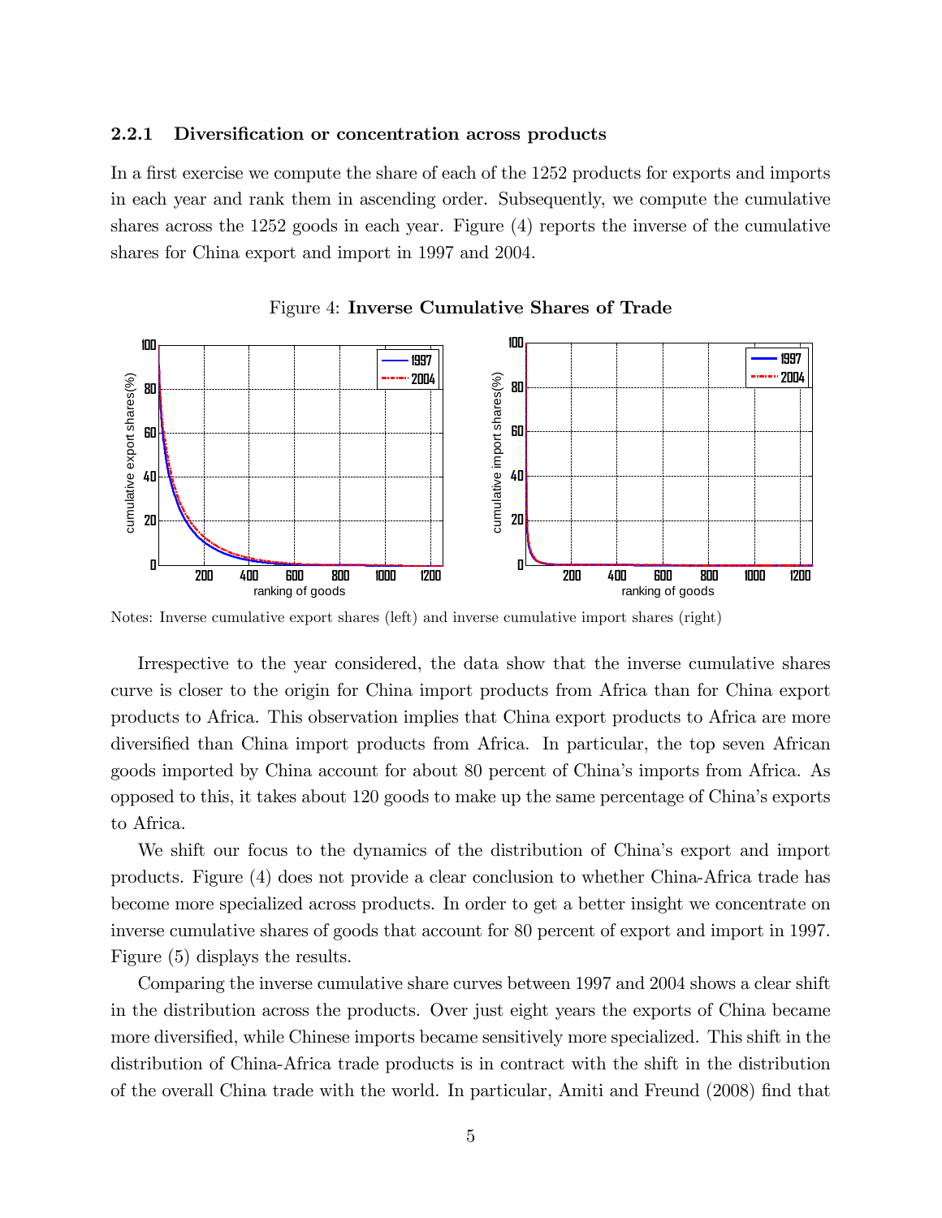### 2.2.1 Diversification or concentration across products

In a first exercise we compute the share of each of the 1252 products for exports and imports in each year and rank them in ascending order. Subsequently, we compute the cumulative shares across the 1252 goods in each year. Figure (4) reports the inverse of the cumulative shares for China export and import in 1997 and 2004.

Figure 4: **Inverse Cumulative Shares of Trade**

Notes: Inverse cumulative export shares (left) and inverse cumulative import shares (right)

Irrespective to the year considered, the data show that the inverse cumulative shares curve is closer to the origin for China import products from Africa than for China export products to Africa. This observation implies that China export products to Africa are more diversified than China import products from Africa. In particular, the top seven African goods imported by China account for about 80 percent of China's imports from Africa. As opposed to this, it takes about 120 goods to make up the same percentage of China's exports to Africa.

We shift our focus to the dynamics of the distribution of China's export and import products. Figure (4) does not provide a clear conclusion to whether China-Africa trade has become more specialized across products. In order to get a better insight we concentrate on inverse cumulative shares of goods that account for 80 percent of export and import in 1997. Figure (5) displays the results.

Comparing the inverse cumulative share curves between 1997 and 2004 shows a clear shift in the distribution across the products. Over just eight years the exports of China became more diversified, while Chinese imports became sensitively more specialized. This shift in the distribution of China-Africa trade products is in contract with the shift in the distribution of the overall China trade with the world. In particular, Amiti and Freund (2008) find that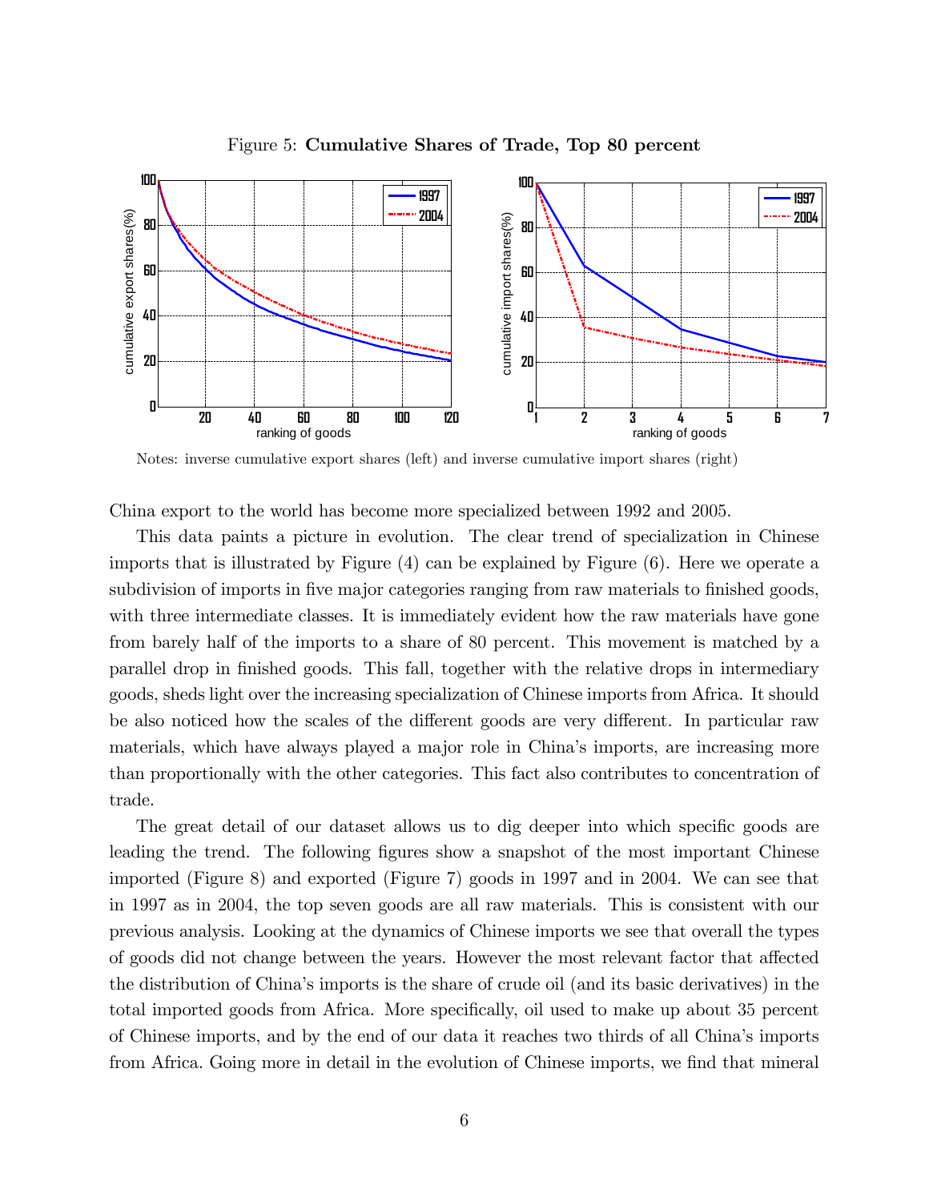Figure 5: **Cumulative Shares of Trade, Top 80 percent**

Notes: inverse cumulative export shares (left) and inverse cumulative import shares (right)

China export to the world has become more specialized between 1992 and 2005.

This data paints a picture in evolution. The clear trend of specialization in Chinese imports that is illustrated by Figure (4) can be explained by Figure (6). Here we operate a subdivision of imports in five major categories ranging from raw materials to finished goods, with three intermediate classes. It is immediately evident how the raw materials have gone from barely half of the imports to a share of 80 percent. This movement is matched by a parallel drop in finished goods. This fall, together with the relative drops in intermediary goods, sheds light over the increasing specialization of Chinese imports from Africa. It should be also noticed how the scales of the different goods are very different. In particular raw materials, which have always played a major role in China's imports, are increasing more than proportionally with the other categories. This fact also contributes to concentration of trade.

The great detail of our dataset allows us to dig deeper into which specific goods are leading the trend. The following figures show a snapshot of the most important Chinese imported (Figure 8) and exported (Figure 7) goods in 1997 and in 2004. We can see that in 1997 as in 2004, the top seven goods are all raw materials. This is consistent with our previous analysis. Looking at the dynamics of Chinese imports we see that overall the types of goods did not change between the years. However the most relevant factor that affected the distribution of China's imports is the share of crude oil (and its basic derivatives) in the total imported goods from Africa. More specifically, oil used to make up about 35 percent of Chinese imports, and by the end of our data it reaches two thirds of all China's imports from Africa. Going more in detail in the evolution of Chinese imports, we find that mineral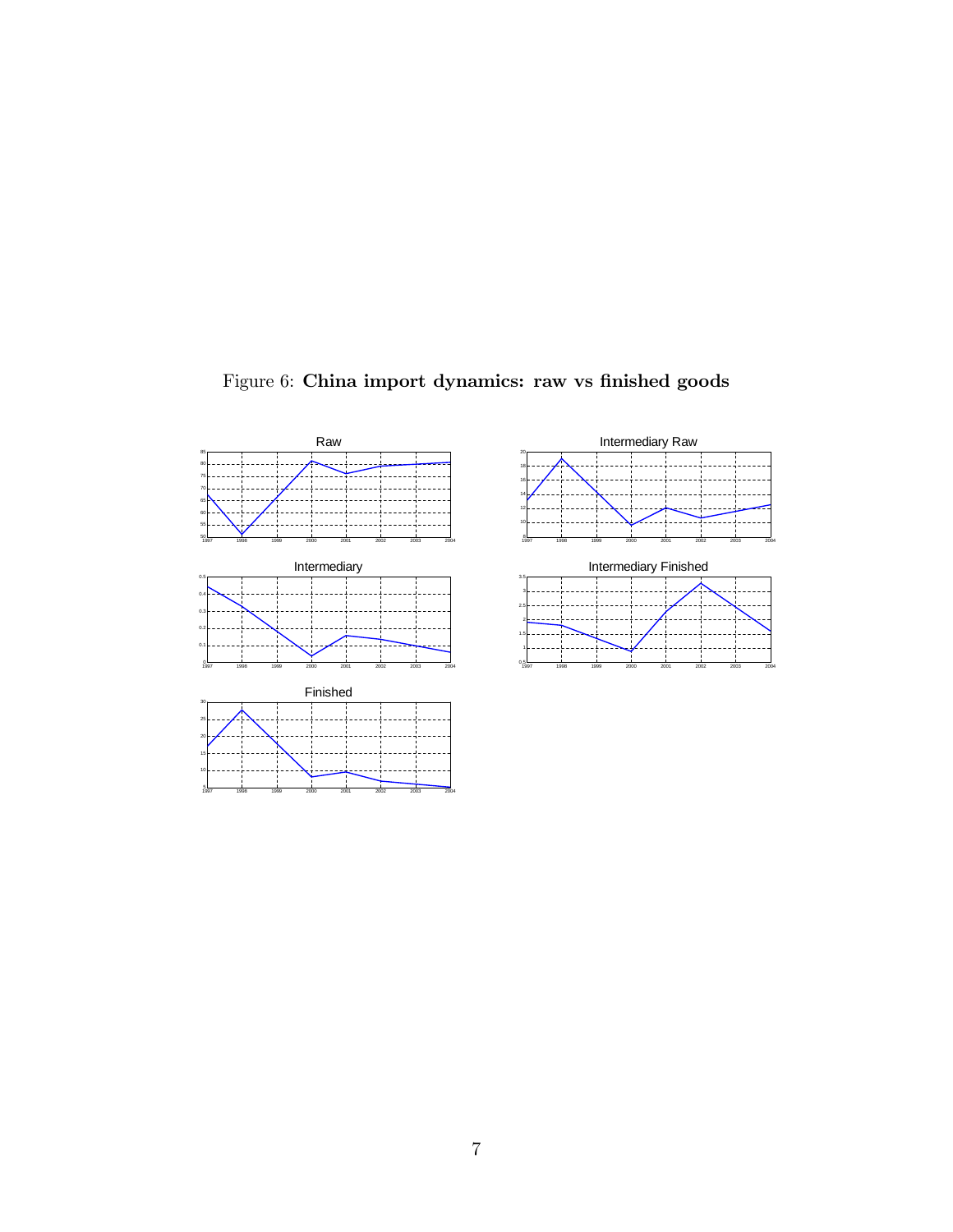Figure 6: **China import dynamics: raw vs finished goods**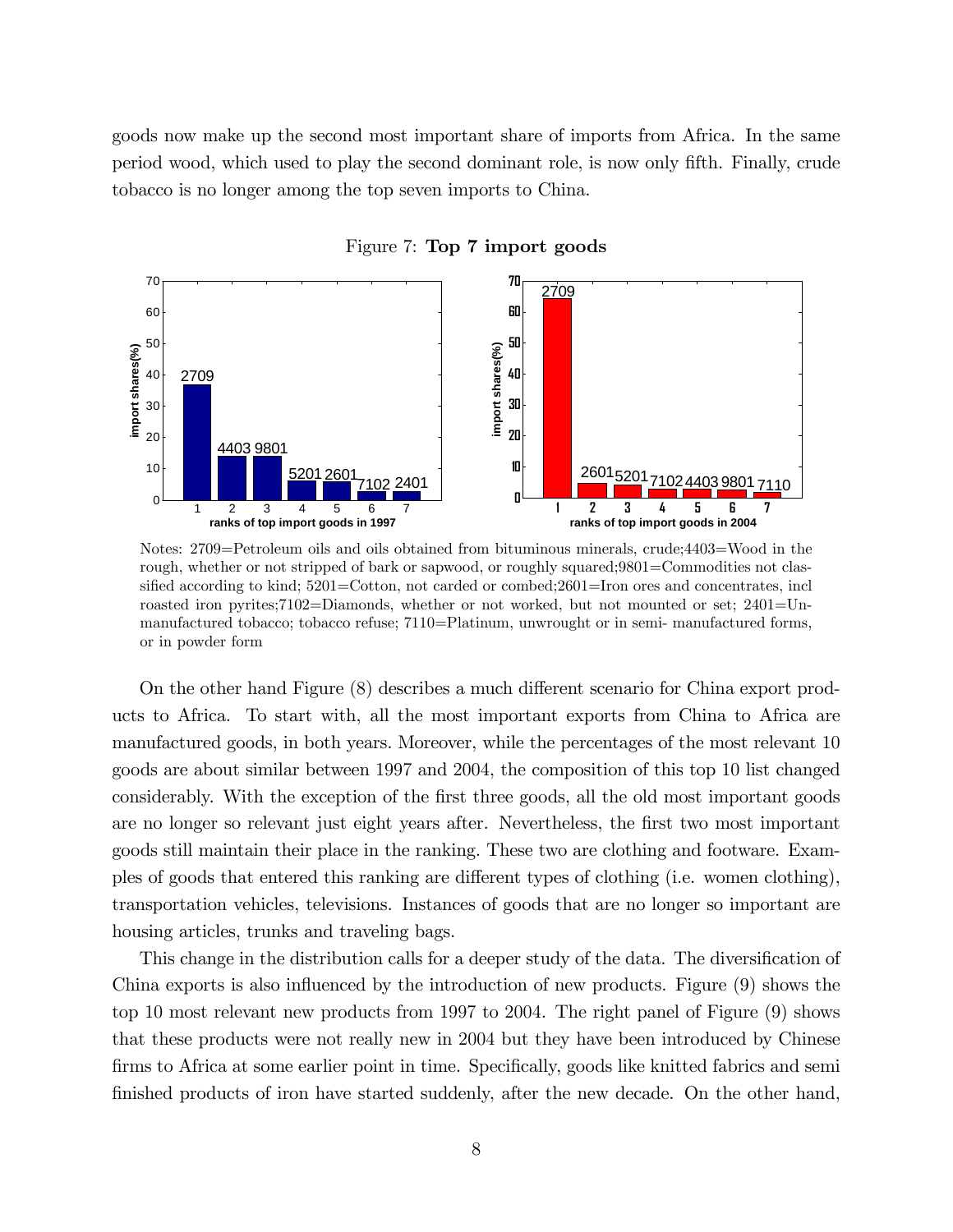goods now make up the second most important share of imports from Africa. In the same period wood, which used to play the second dominant role, is now only fifth. Finally, crude tobacco is no longer among the top seven imports to China.

Figure 7: **Top 7 import goods**

Notes: 2709=Petroleum oils and oils obtained from bituminous minerals, crude;4403=Wood in the rough, whether or not stripped of bark or sapwood, or roughly squared;9801=Commodities not classified according to kind; 5201=Cotton, not carded or combed;2601=Iron ores and concentrates, incl roasted iron pyrites;7102=Diamonds, whether or not worked, but not mounted or set; 2401=Unmanufactured tobacco; tobacco refuse; 7110=Platinum, unwrought or in semi- manufactured forms, or in powder form

On the other hand Figure (8) describes a much different scenario for China export products to Africa. To start with, all the most important exports from China to Africa are manufactured goods, in both years. Moreover, while the percentages of the most relevant 10 goods are about similar between 1997 and 2004, the composition of this top 10 list changed considerably. With the exception of the first three goods, all the old most important goods are no longer so relevant just eight years after. Nevertheless, the first two most important goods still maintain their place in the ranking. These two are clothing and footware. Examples of goods that entered this ranking are different types of clothing (i.e. women clothing), transportation vehicles, televisions. Instances of goods that are no longer so important are housing articles, trunks and traveling bags.

This change in the distribution calls for a deeper study of the data. The diversification of China exports is also influenced by the introduction of new products. Figure (9) shows the top 10 most relevant new products from 1997 to 2004. The right panel of Figure (9) shows that these products were not really new in 2004 but they have been introduced by Chinese firms to Africa at some earlier point in time. Specifically, goods like knitted fabrics and semi finished products of iron have started suddenly, after the new decade. On the other hand,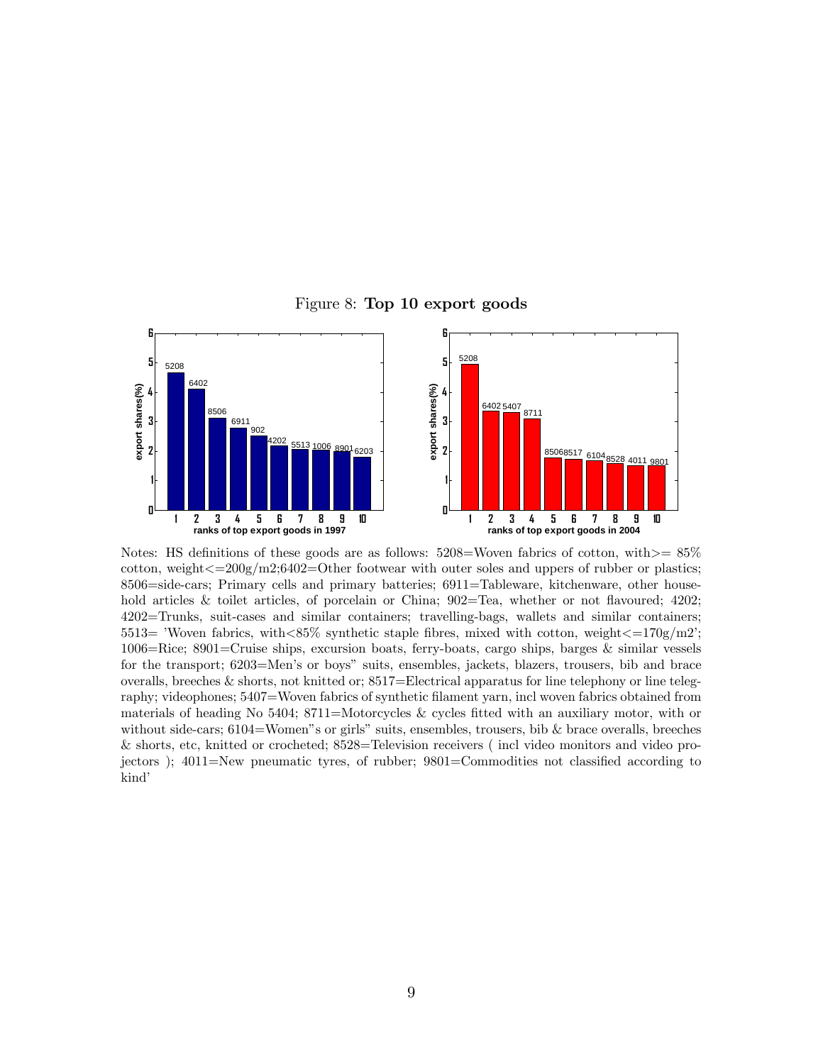Figure 8: **Top 10 export goods**

Notes: HS definitions of these goods are as follows: 5208=Woven fabrics of cotton, with>= 85% cotton, weight<=200g/m2;6402=Other footwear with outer soles and uppers of rubber or plastics; 8506=side-cars; Primary cells and primary batteries; 6911=Tableware, kitchenware, other household articles & toilet articles, of porcelain or China; 902=Tea, whether or not flavoured; 4202; 4202=Trunks, suit-cases and similar containers; travelling-bags, wallets and similar containers; 5513= 'Woven fabrics, with<85% synthetic staple fibres, mixed with cotton, weight<=170g/m2'; 1006=Rice; 8901=Cruise ships, excursion boats, ferry-boats, cargo ships, barges & similar vessels for the transport; 6203=Men's or boys" suits, ensembles, jackets, blazers, trousers, bib and brace overalls, breeches & shorts, not knitted or; 8517=Electrical apparatus for line telephony or line telegraphy; videophones; 5407=Woven fabrics of synthetic filament yarn, incl woven fabrics obtained from materials of heading No 5404; 8711=Motorcycles & cycles fitted with an auxiliary motor, with or without side-cars; 6104=Women"s or girls" suits, ensembles, trousers, bib & brace overalls, breeches & shorts, etc, knitted or crocheted; 8528=Television receivers ( incl video monitors and video projectors ); 4011=New pneumatic tyres, of rubber; 9801=Commodities not classified according to kind'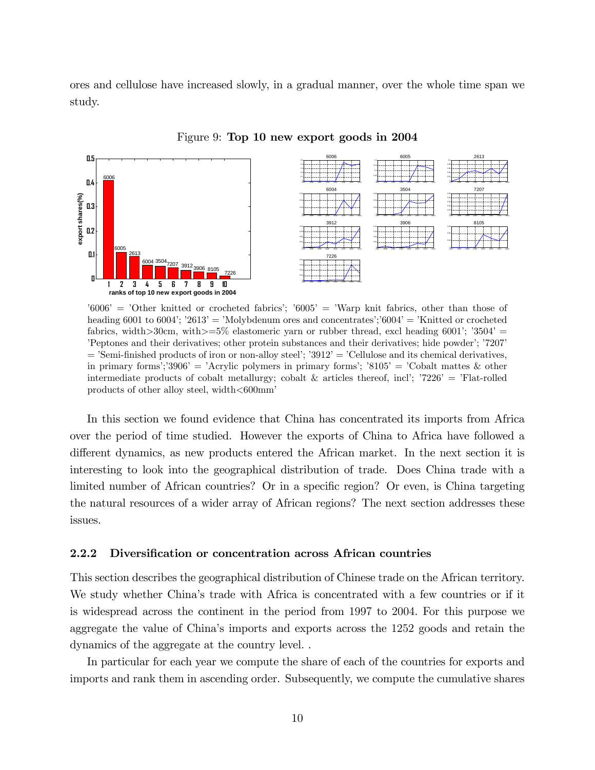ores and cellulose have increased slowly, in a gradual manner, over the whole time span we study.

Figure 9: **Top 10 new export goods in 2004**

'6006' = 'Other knitted or crocheted fabrics'; '6005' = 'Warp knit fabrics, other than those of heading 6001 to 6004'; '2613' = 'Molybdenum ores and concentrates';'6004' = 'Knitted or crocheted fabrics, width>30cm, with>=5% elastomeric yarn or rubber thread, excl heading 6001'; '3504' = 'Peptones and their derivatives; other protein substances and their derivatives; hide powder'; '7207' = 'Semi-finished products of iron or non-alloy steel'; '3912' = 'Cellulose and its chemical derivatives, in primary forms';'3906' = 'Acrylic polymers in primary forms'; '8105' = 'Cobalt mattes & other intermediate products of cobalt metallurgy; cobalt & articles thereof, incl'; '7226' = 'Flat-rolled products of other alloy steel, width<600mm'

In this section we found evidence that China has concentrated its imports from Africa over the period of time studied. However the exports of China to Africa have followed a different dynamics, as new products entered the African market. In the next section it is interesting to look into the geographical distribution of trade. Does China trade with a limited number of African countries? Or in a specific region? Or even, is China targeting the natural resources of a wider array of African regions? The next section addresses these issues.

### 2.2.2 Diversification or concentration across African countries

This section describes the geographical distribution of Chinese trade on the African territory. We study whether China's trade with Africa is concentrated with a few countries or if it is widespread across the continent in the period from 1997 to 2004. For this purpose we aggregate the value of China's imports and exports across the 1252 goods and retain the dynamics of the aggregate at the country level. .

In particular for each year we compute the share of each of the countries for exports and imports and rank them in ascending order. Subsequently, we compute the cumulative shares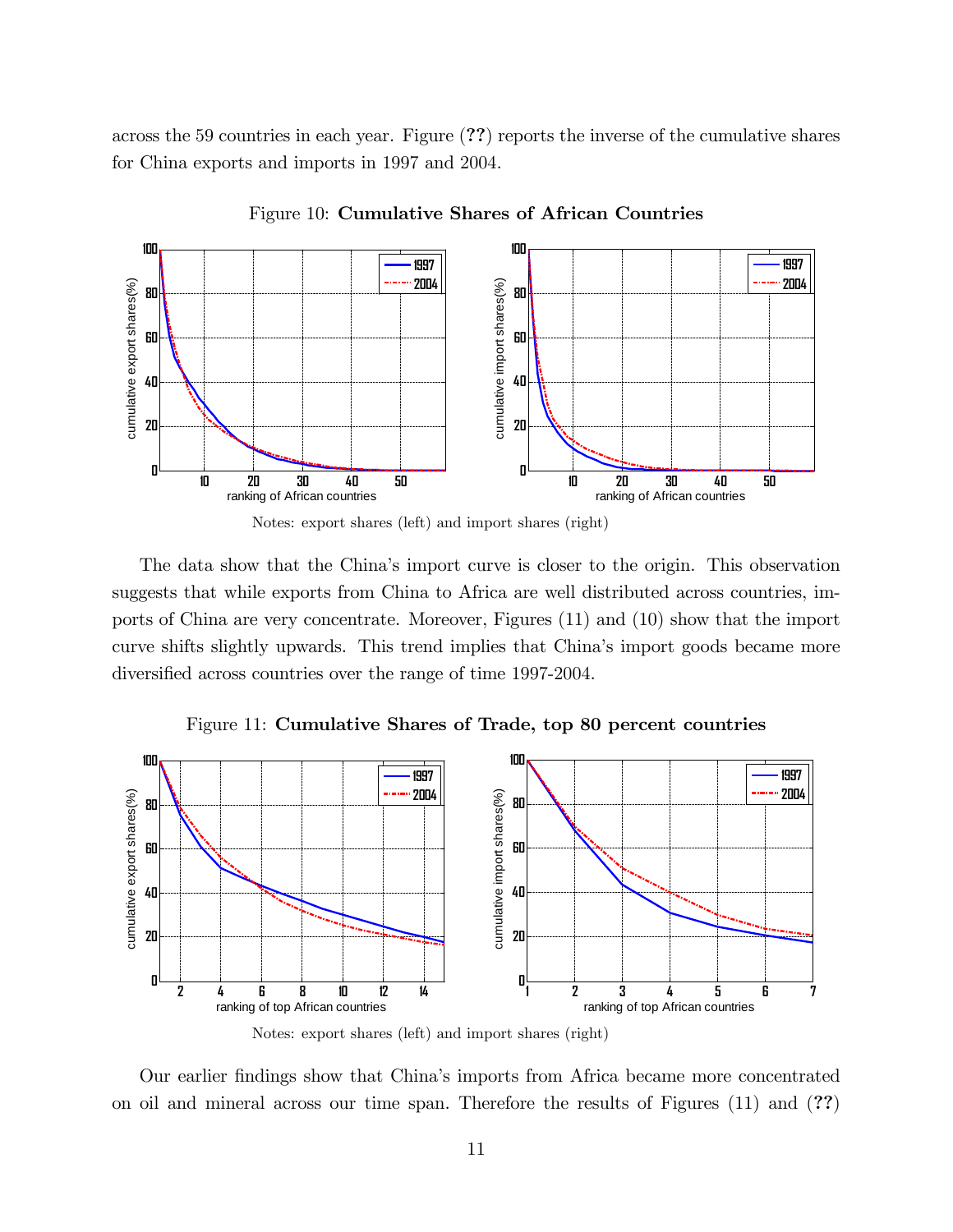across the 59 countries in each year. Figure (**??**) reports the inverse of the cumulative shares for China exports and imports in 1997 and 2004.

Figure 10: **Cumulative Shares of African Countries**

Notes: export shares (left) and import shares (right)

The data show that the China's import curve is closer to the origin. This observation suggests that while exports from China to Africa are well distributed across countries, imports of China are very concentrate. Moreover, Figures (11) and (10) show that the import curve shifts slightly upwards. This trend implies that China's import goods became more diversified across countries over the range of time 1997-2004.

Figure 11: **Cumulative Shares of Trade, top 80 percent countries**

Notes: export shares (left) and import shares (right)

Our earlier findings show that China's imports from Africa became more concentrated on oil and mineral across our time span. Therefore the results of Figures (11) and (**??**)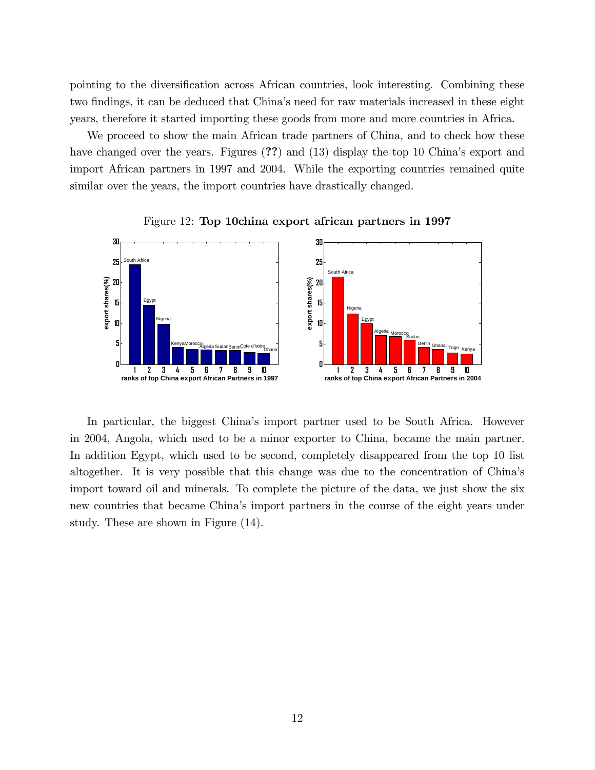pointing to the diversification across African countries, look interesting. Combining these two findings, it can be deduced that China's need for raw materials increased in these eight years, therefore it started importing these goods from more and more countries in Africa.

We proceed to show the main African trade partners of China, and to check how these have changed over the years. Figures (**??**) and (13) display the top 10 China's export and import African partners in 1997 and 2004. While the exporting countries remained quite similar over the years, the import countries have drastically changed.

Figure 12: **Top 10china export african partners in 1997**

In particular, the biggest China's import partner used to be South Africa. However in 2004, Angola, which used to be a minor exporter to China, became the main partner. In addition Egypt, which used to be second, completely disappeared from the top 10 list altogether. It is very possible that this change was due to the concentration of China's import toward oil and minerals. To complete the picture of the data, we just show the six new countries that became China's import partners in the course of the eight years under study. These are shown in Figure (14).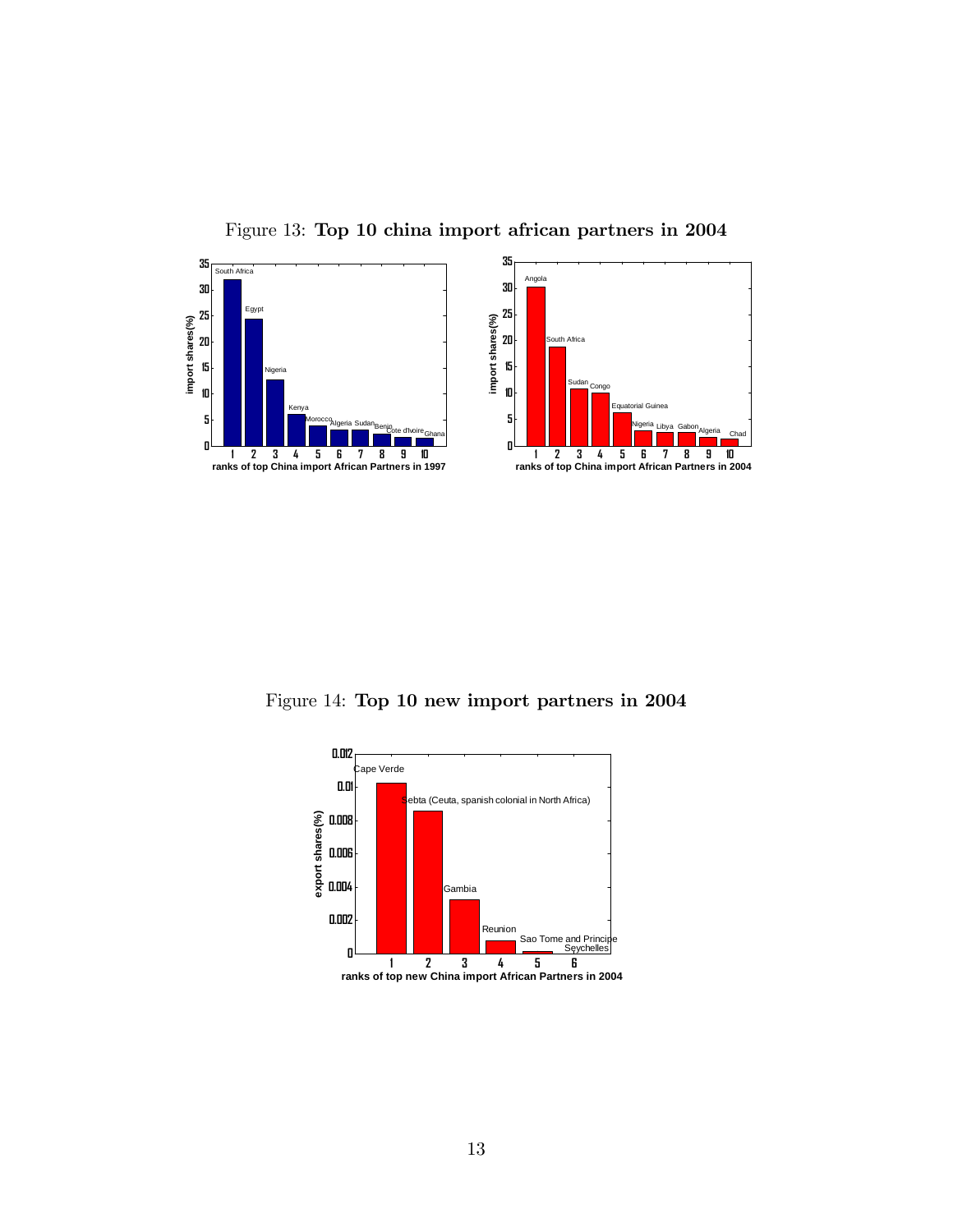Figure 13: **Top 10 china import african partners in 2004**

Figure 14: **Top 10 new import partners in 2004**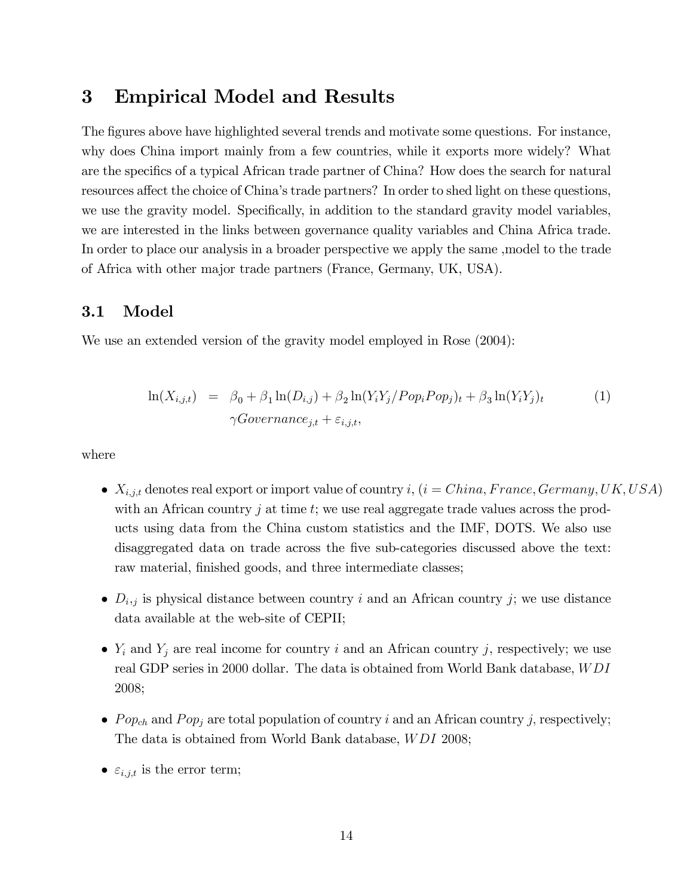# 3 Empirical Model and Results

The figures above have highlighted several trends and motivate some questions. For instance, why does China import mainly from a few countries, while it exports more widely? What are the specifics of a typical African trade partner of China? How does the search for natural resources affect the choice of China's trade partners? In order to shed light on these questions, we use the gravity model. Specifically, in addition to the standard gravity model variables, we are interested in the links between governance quality variables and China Africa trade. In order to place our analysis in a broader perspective we apply the same ,model to the trade of Africa with other major trade partners (France, Germany, UK, USA).

## 3.1 Model

We use an extended version of the gravity model employed in Rose (2004):

$$
\begin{aligned}
\ln(X_{i,j,t}) \;=\; & \beta_0 + \beta_1 \ln(D_{i,j}) + \beta_2 \ln(Y_i Y_j / Pop_i Pop_j)_t + \beta_3 \ln(Y_i Y_j)_t \\
& \gamma Governance_{j,t} + \varepsilon_{i,j,t},
\end{aligned}
\tag{1}
$$

where

- $X_{i,j,t}$ denotes real export or import value of country $i$, ($i = China, France, Germany, UK, USA$) with an African country $j$ at time $t$; we use real aggregate trade values across the products using data from the China custom statistics and the IMF, DOTS. We also use disaggregated data on trade across the five sub-categories discussed above the text: raw material, finished goods, and three intermediate classes;
- $D_{i,j}$ is physical distance between country $i$ and an African country $j$; we use distance data available at the web-site of CEPII;
- $Y_i$ and $Y_j$ are real income for country $i$ and an African country $j$, respectively; we use real GDP series in 2000 dollar. The data is obtained from World Bank database, *WDI* 2008;
- $Pop_{ch}$ and $Pop_j$ are total population of country $i$ and an African country $j$, respectively; The data is obtained from World Bank database, *WDI* 2008;
- $\varepsilon_{i,j,t}$ is the error term;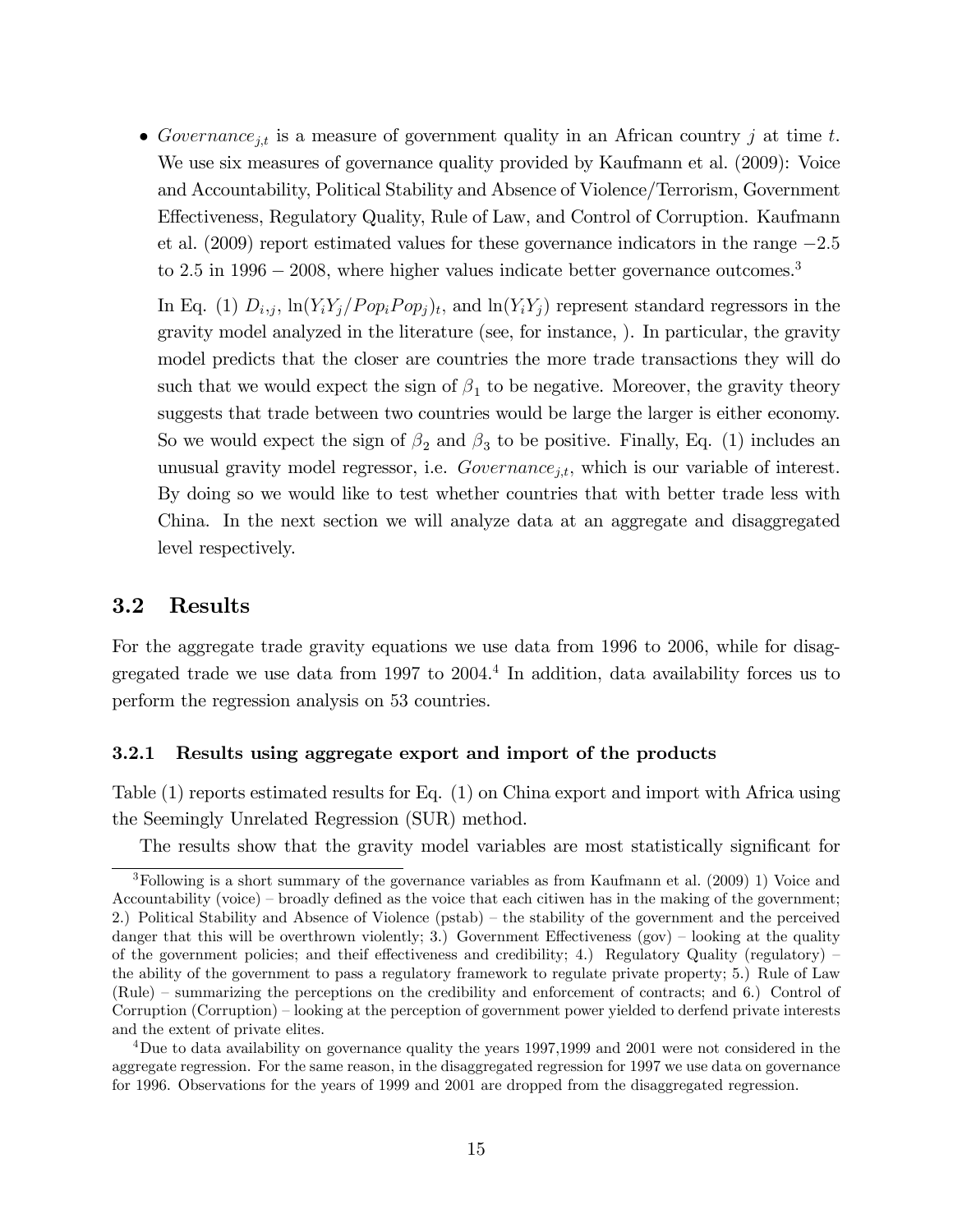- $Governance_{j,t}$ is a measure of government quality in an African country $j$ at time $t$. We use six measures of governance quality provided by Kaufmann et al. (2009): Voice and Accountability, Political Stability and Absence of Violence/Terrorism, Government Effectiveness, Regulatory Quality, Rule of Law, and Control of Corruption. Kaufmann et al. (2009) report estimated values for these governance indicators in the range $-2.5$ to 2.5 in $1996-2008$, where higher values indicate better governance outcomes.[3]

  In Eq. (1) $D_{i,j}$, $\ln(Y_iY_j/Pop_iPop_j)_t$, and $\ln(Y_iY_j)$ represent standard regressors in the gravity model analyzed in the literature (see, for instance, ). In particular, the gravity model predicts that the closer are countries the more trade transactions they will do such that we would expect the sign of $\beta_1$ to be negative. Moreover, the gravity theory suggests that trade between two countries would be large the larger is either economy. So we would expect the sign of $\beta_2$ and $\beta_3$ to be positive. Finally, Eq. (1) includes an unusual gravity model regressor, i.e. $Governance_{j,t}$, which is our variable of interest. By doing so we would like to test whether countries that with better trade less with China. In the next section we will analyze data at an aggregate and disaggregated level respectively.

## 3.2 Results

For the aggregate trade gravity equations we use data from 1996 to 2006, while for disaggregated trade we use data from 1997 to 2004.[4] In addition, data availability forces us to perform the regression analysis on 53 countries.

### 3.2.1 Results using aggregate export and import of the products

Table (1) reports estimated results for Eq. (1) on China export and import with Africa using the Seemingly Unrelated Regression (SUR) method.

The results show that the gravity model variables are most statistically significant for

---

[3] Following is a short summary of the governance variables as from Kaufmann et al. (2009) 1) Voice and Accountability (voice) – broadly defined as the voice that each citiwen has in the making of the government; 2.) Political Stability and Absence of Violence (pstab) – the stability of the government and the perceived danger that this will be overthrown violently; 3.) Government Effectiveness (gov) – looking at the quality of the government policies; and theif effectiveness and credibility; 4.) Regulatory Quality (regulatory) – the ability of the government to pass a regulatory framework to regulate private property; 5.) Rule of Law (Rule) – summarizing the perceptions on the credibility and enforcement of contracts; and 6.) Control of Corruption (Corruption) – looking at the perception of government power yielded to derfend private interests and the extent of private elites.

[4] Due to data availability on governance quality the years 1997,1999 and 2001 were not considered in the aggregate regression. For the same reason, in the disaggregated regression for 1997 we use data on governance for 1996. Observations for the years of 1999 and 2001 are dropped from the disaggregated regression.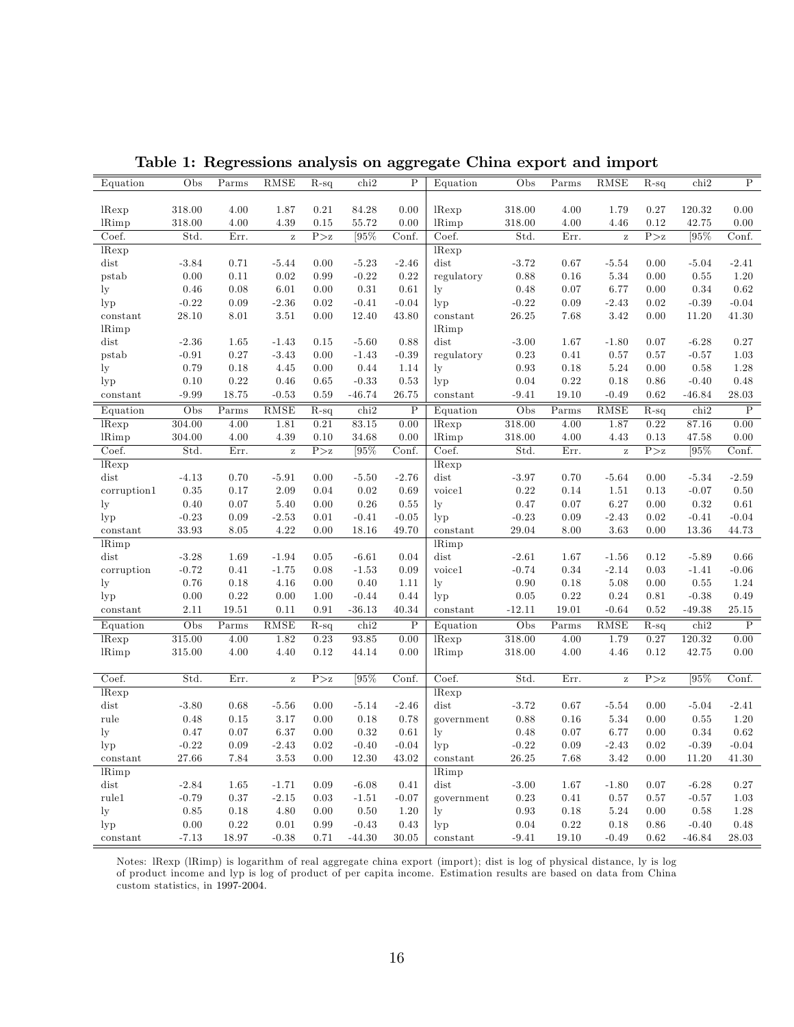**Table 1: Regressions analysis on aggregate China export and import**

| Equation | Obs | Parms | RMSE | R-sq | chi2 | P | Equation | Obs | Parms | RMSE | R-sq | chi2 | P |
|---|---|---|---|---|---|---|---|---|---|---|---|---|---|
| lRexp | 318.00 | 4.00 | 1.87 | 0.21 | 84.28 | 0.00 | lRexp | 318.00 | 4.00 | 1.79 | 0.27 | 120.32 | 0.00 |
| lRimp | 318.00 | 4.00 | 4.39 | 0.15 | 55.72 | 0.00 | lRimp | 318.00 | 4.00 | 4.46 | 0.12 | 42.75 | 0.00 |
| Coef. | Std. | Err. | z | P>z | [95% | Conf. | Coef. | Std. | Err. | z | P>z | [95% | Conf. |
| lRexp | | | | | | | lRexp | | | | | | |
| dist | -3.84 | 0.71 | -5.44 | 0.00 | -5.23 | -2.46 | dist | -3.72 | 0.67 | -5.54 | 0.00 | -5.04 | -2.41 |
| pstab | 0.00 | 0.11 | 0.02 | 0.99 | -0.22 | 0.22 | regulatory | 0.88 | 0.16 | 5.34 | 0.00 | 0.55 | 1.20 |
| ly | 0.46 | 0.08 | 6.01 | 0.00 | 0.31 | 0.61 | ly | 0.48 | 0.07 | 6.77 | 0.00 | 0.34 | 0.62 |
| lyp | -0.22 | 0.09 | -2.36 | 0.02 | -0.41 | -0.04 | lyp | -0.22 | 0.09 | -2.43 | 0.02 | -0.39 | -0.04 |
| constant | 28.10 | 8.01 | 3.51 | 0.00 | 12.40 | 43.80 | constant | 26.25 | 7.68 | 3.42 | 0.00 | 11.20 | 41.30 |
| lRimp | | | | | | | lRimp | | | | | | |
| dist | -2.36 | 1.65 | -1.43 | 0.15 | -5.60 | 0.88 | dist | -3.00 | 1.67 | -1.80 | 0.07 | -6.28 | 0.27 |
| pstab | -0.91 | 0.27 | -3.43 | 0.00 | -1.43 | -0.39 | regulatory | 0.23 | 0.41 | 0.57 | 0.57 | -0.57 | 1.03 |
| ly | 0.79 | 0.18 | 4.45 | 0.00 | 0.44 | 1.14 | ly | 0.93 | 0.18 | 5.24 | 0.00 | 0.58 | 1.28 |
| lyp | 0.10 | 0.22 | 0.46 | 0.65 | -0.33 | 0.53 | lyp | 0.04 | 0.22 | 0.18 | 0.86 | -0.40 | 0.48 |
| constant | -9.99 | 18.75 | -0.53 | 0.59 | -46.74 | 26.75 | constant | -9.41 | 19.10 | -0.49 | 0.62 | -46.84 | 28.03 |
| Equation | Obs | Parms | RMSE | R-sq | chi2 | P | Equation | Obs | Parms | RMSE | R-sq | chi2 | P |
| lRexp | 304.00 | 4.00 | 1.81 | 0.21 | 83.15 | 0.00 | lRexp | 318.00 | 4.00 | 1.87 | 0.22 | 87.16 | 0.00 |
| lRimp | 304.00 | 4.00 | 4.39 | 0.10 | 34.68 | 0.00 | lRimp | 318.00 | 4.00 | 4.43 | 0.13 | 47.58 | 0.00 |
| Coef. | Std. | Err. | z | P>z | [95% | Conf. | Coef. | Std. | Err. | z | P>z | [95% | Conf. |
| lRexp | | | | | | | lRexp | | | | | | |
| dist | -4.13 | 0.70 | -5.91 | 0.00 | -5.50 | -2.76 | dist | -3.97 | 0.70 | -5.64 | 0.00 | -5.34 | -2.59 |
| corruption1 | 0.35 | 0.17 | 2.09 | 0.04 | 0.02 | 0.69 | voice1 | 0.22 | 0.14 | 1.51 | 0.13 | -0.07 | 0.50 |
| ly | 0.40 | 0.07 | 5.40 | 0.00 | 0.26 | 0.55 | ly | 0.47 | 0.07 | 6.27 | 0.00 | 0.32 | 0.61 |
| lyp | -0.23 | 0.09 | -2.53 | 0.01 | -0.41 | -0.05 | lyp | -0.23 | 0.09 | -2.43 | 0.02 | -0.41 | -0.04 |
| constant | 33.93 | 8.05 | 4.22 | 0.00 | 18.16 | 49.70 | constant | 29.04 | 8.00 | 3.63 | 0.00 | 13.36 | 44.73 |
| lRimp | | | | | | | lRimp | | | | | | |
| dist | -3.28 | 1.69 | -1.94 | 0.05 | -6.61 | 0.04 | dist | -2.61 | 1.67 | -1.56 | 0.12 | -5.89 | 0.66 |
| corruption | -0.72 | 0.41 | -1.75 | 0.08 | -1.53 | 0.09 | voice1 | -0.74 | 0.34 | -2.14 | 0.03 | -1.41 | -0.06 |
| ly | 0.76 | 0.18 | 4.16 | 0.00 | 0.40 | 1.11 | ly | 0.90 | 0.18 | 5.08 | 0.00 | 0.55 | 1.24 |
| lyp | 0.00 | 0.22 | 0.00 | 1.00 | -0.44 | 0.44 | lyp | 0.05 | 0.22 | 0.24 | 0.81 | -0.38 | 0.49 |
| constant | 2.11 | 19.51 | 0.11 | 0.91 | -36.13 | 40.34 | constant | -12.11 | 19.01 | -0.64 | 0.52 | -49.38 | 25.15 |
| Equation | Obs | Parms | RMSE | R-sq | chi2 | P | Equation | Obs | Parms | RMSE | R-sq | chi2 | P |
| lRexp | 315.00 | 4.00 | 1.82 | 0.23 | 93.85 | 0.00 | lRexp | 318.00 | 4.00 | 1.79 | 0.27 | 120.32 | 0.00 |
| lRimp | 315.00 | 4.00 | 4.40 | 0.12 | 44.14 | 0.00 | lRimp | 318.00 | 4.00 | 4.46 | 0.12 | 42.75 | 0.00 |
| Coef. | Std. | Err. | z | P>z | [95% | Conf. | Coef. | Std. | Err. | z | P>z | [95% | Conf. |
| lRexp | | | | | | | lRexp | | | | | | |
| dist | -3.80 | 0.68 | -5.56 | 0.00 | -5.14 | -2.46 | dist | -3.72 | 0.67 | -5.54 | 0.00 | -5.04 | -2.41 |
| rule | 0.48 | 0.15 | 3.17 | 0.00 | 0.18 | 0.78 | government | 0.88 | 0.16 | 5.34 | 0.00 | 0.55 | 1.20 |
| ly | 0.47 | 0.07 | 6.37 | 0.00 | 0.32 | 0.61 | ly | 0.48 | 0.07 | 6.77 | 0.00 | 0.34 | 0.62 |
| lyp | -0.22 | 0.09 | -2.43 | 0.02 | -0.40 | -0.04 | lyp | -0.22 | 0.09 | -2.43 | 0.02 | -0.39 | -0.04 |
| constant | 27.66 | 7.84 | 3.53 | 0.00 | 12.30 | 43.02 | constant | 26.25 | 7.68 | 3.42 | 0.00 | 11.20 | 41.30 |
| lRimp | | | | | | | lRimp | | | | | | |
| dist | -2.84 | 1.65 | -1.71 | 0.09 | -6.08 | 0.41 | dist | -3.00 | 1.67 | -1.80 | 0.07 | -6.28 | 0.27 |
| rule1 | -0.79 | 0.37 | -2.15 | 0.03 | -1.51 | -0.07 | government | 0.23 | 0.41 | 0.57 | 0.57 | -0.57 | 1.03 |
| ly | 0.85 | 0.18 | 4.80 | 0.00 | 0.50 | 1.20 | ly | 0.93 | 0.18 | 5.24 | 0.00 | 0.58 | 1.28 |
| lyp | 0.00 | 0.22 | 0.01 | 0.99 | -0.43 | 0.43 | lyp | 0.04 | 0.22 | 0.18 | 0.86 | -0.40 | 0.48 |
| constant | -7.13 | 18.97 | -0.38 | 0.71 | -44.30 | 30.05 | constant | -9.41 | 19.10 | -0.49 | 0.62 | -46.84 | 28.03 |

Notes: lRexp (lRimp) is logarithm of real aggregate china export (import); dist is log of physical distance, ly is log of product income and lyp is log of product of per capita income. Estimation results are based on data from China custom statistics, in 1997-2004.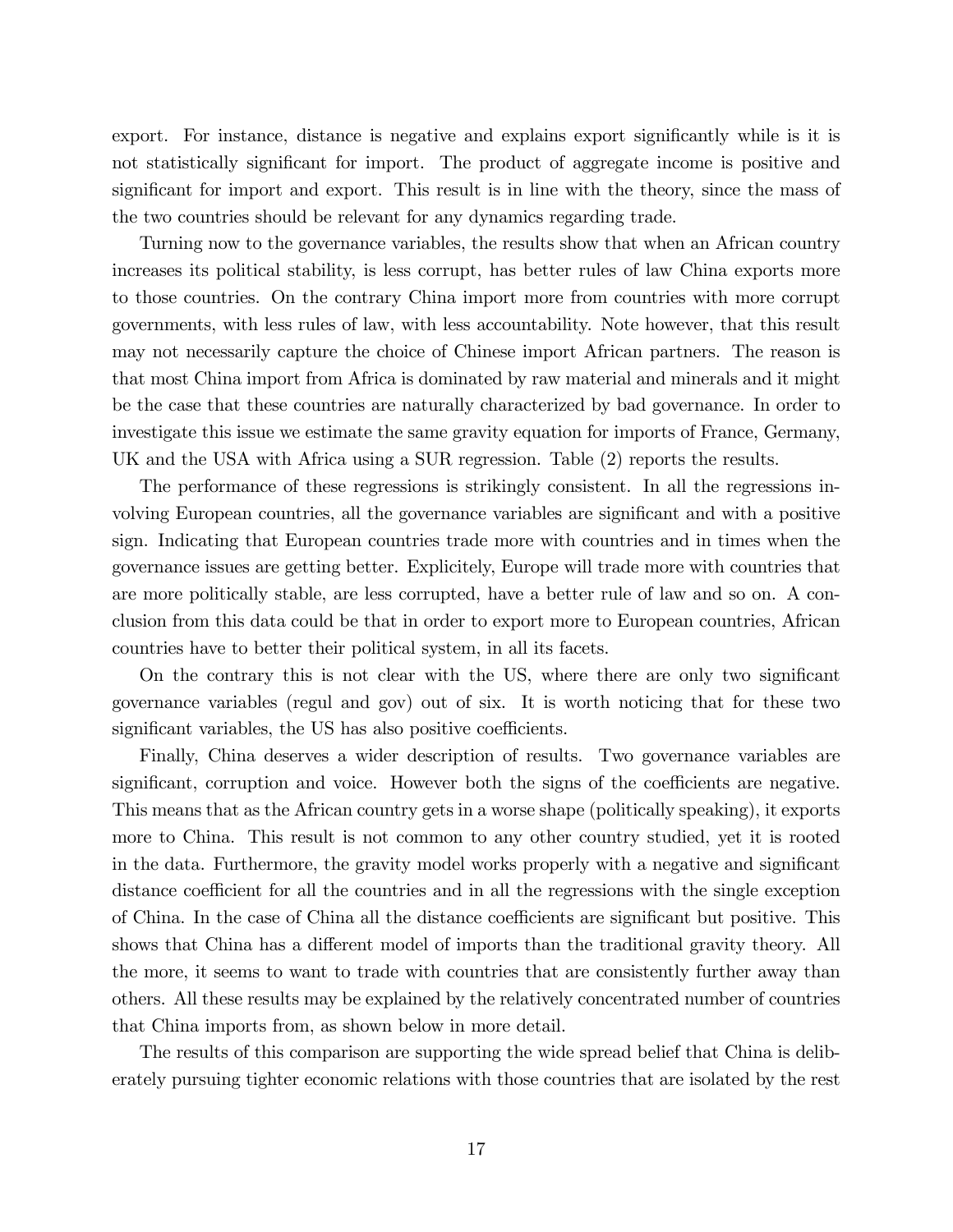export. For instance, distance is negative and explains export significantly while is it is not statistically significant for import. The product of aggregate income is positive and significant for import and export. This result is in line with the theory, since the mass of the two countries should be relevant for any dynamics regarding trade.

Turning now to the governance variables, the results show that when an African country increases its political stability, is less corrupt, has better rules of law China exports more to those countries. On the contrary China import more from countries with more corrupt governments, with less rules of law, with less accountability. Note however, that this result may not necessarily capture the choice of Chinese import African partners. The reason is that most China import from Africa is dominated by raw material and minerals and it might be the case that these countries are naturally characterized by bad governance. In order to investigate this issue we estimate the same gravity equation for imports of France, Germany, UK and the USA with Africa using a SUR regression. Table (2) reports the results.

The performance of these regressions is strikingly consistent. In all the regressions involving European countries, all the governance variables are significant and with a positive sign. Indicating that European countries trade more with countries and in times when the governance issues are getting better. Explicitely, Europe will trade more with countries that are more politically stable, are less corrupted, have a better rule of law and so on. A conclusion from this data could be that in order to export more to European countries, African countries have to better their political system, in all its facets.

On the contrary this is not clear with the US, where there are only two significant governance variables (regul and gov) out of six. It is worth noticing that for these two significant variables, the US has also positive coefficients.

Finally, China deserves a wider description of results. Two governance variables are significant, corruption and voice. However both the signs of the coefficients are negative. This means that as the African country gets in a worse shape (politically speaking), it exports more to China. This result is not common to any other country studied, yet it is rooted in the data. Furthermore, the gravity model works properly with a negative and significant distance coefficient for all the countries and in all the regressions with the single exception of China. In the case of China all the distance coefficients are significant but positive. This shows that China has a different model of imports than the traditional gravity theory. All the more, it seems to want to trade with countries that are consistently further away than others. All these results may be explained by the relatively concentrated number of countries that China imports from, as shown below in more detail.

The results of this comparison are supporting the wide spread belief that China is deliberately pursuing tighter economic relations with those countries that are isolated by the rest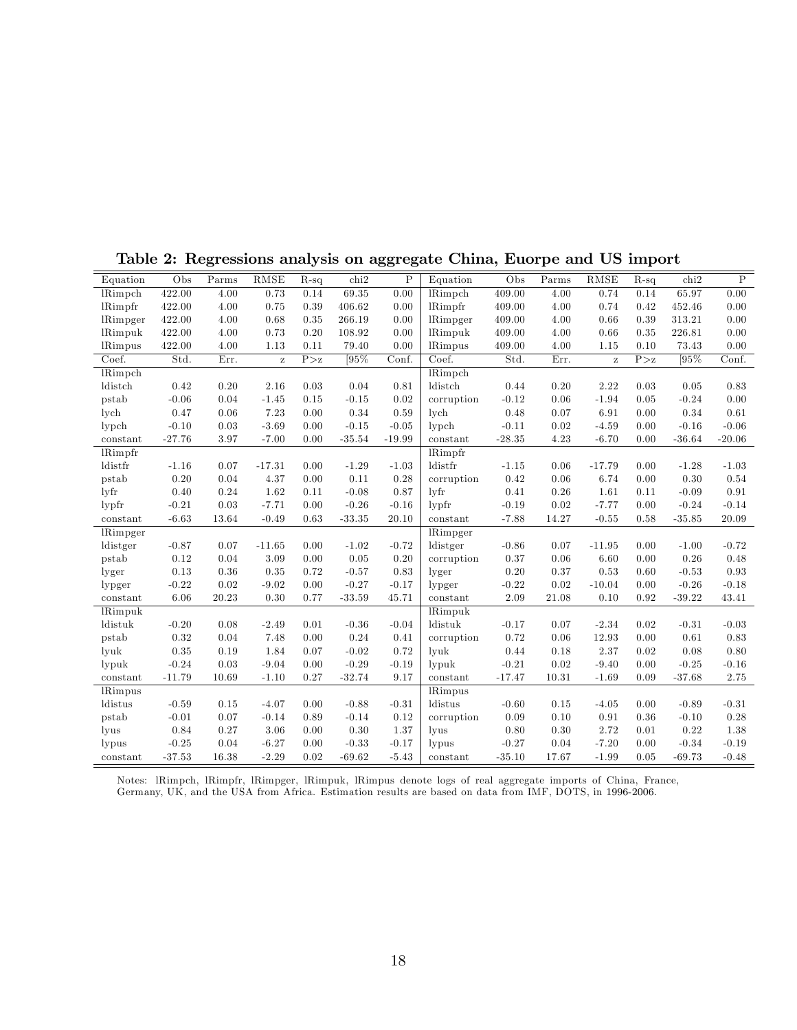**Table 2: Regressions analysis on aggregate China, Euorpe and US import**

| Equation | Obs | Parms | RMSE | R-sq | chi2 | P | Equation | Obs | Parms | RMSE | R-sq | chi2 | P |
|---|---|---|---|---|---|---|---|---|---|---|---|---|---|
| lRimpch | 422.00 | 4.00 | 0.73 | 0.14 | 69.35 | 0.00 | lRimpch | 409.00 | 4.00 | 0.74 | 0.14 | 65.97 | 0.00 |
| lRimpfr | 422.00 | 4.00 | 0.75 | 0.39 | 406.62 | 0.00 | lRimpfr | 409.00 | 4.00 | 0.74 | 0.42 | 452.46 | 0.00 |
| lRimpger | 422.00 | 4.00 | 0.68 | 0.35 | 266.19 | 0.00 | lRimpger | 409.00 | 4.00 | 0.66 | 0.39 | 313.21 | 0.00 |
| lRimpuk | 422.00 | 4.00 | 0.73 | 0.20 | 108.92 | 0.00 | lRimpuk | 409.00 | 4.00 | 0.66 | 0.35 | 226.81 | 0.00 |
| lRimpus | 422.00 | 4.00 | 1.13 | 0.11 | 79.40 | 0.00 | lRimpus | 409.00 | 4.00 | 1.15 | 0.10 | 73.43 | 0.00 |
| Coef. | Std. | Err. | z | P>z | [95% | Conf. | Coef. | Std. | Err. | z | P>z | [95% | Conf. |
| lRimpch | | | | | | | lRimpch | | | | | | |
| ldistch | 0.42 | 0.20 | 2.16 | 0.03 | 0.04 | 0.81 | ldistch | 0.44 | 0.20 | 2.22 | 0.03 | 0.05 | 0.83 |
| pstab | -0.06 | 0.04 | -1.45 | 0.15 | -0.15 | 0.02 | corruption | -0.12 | 0.06 | -1.94 | 0.05 | -0.24 | 0.00 |
| lych | 0.47 | 0.06 | 7.23 | 0.00 | 0.34 | 0.59 | lych | 0.48 | 0.07 | 6.91 | 0.00 | 0.34 | 0.61 |
| lypch | -0.10 | 0.03 | -3.69 | 0.00 | -0.15 | -0.05 | lypch | -0.11 | 0.02 | -4.59 | 0.00 | -0.16 | -0.06 |
| constant | -27.76 | 3.97 | -7.00 | 0.00 | -35.54 | -19.99 | constant | -28.35 | 4.23 | -6.70 | 0.00 | -36.64 | -20.06 |
| lRimpfr | | | | | | | lRimpfr | | | | | | |
| ldistfr | -1.16 | 0.07 | -17.31 | 0.00 | -1.29 | -1.03 | ldistfr | -1.15 | 0.06 | -17.79 | 0.00 | -1.28 | -1.03 |
| pstab | 0.20 | 0.04 | 4.37 | 0.00 | 0.11 | 0.28 | corruption | 0.42 | 0.06 | 6.74 | 0.00 | 0.30 | 0.54 |
| lyfr | 0.40 | 0.24 | 1.62 | 0.11 | -0.08 | 0.87 | lyfr | 0.41 | 0.26 | 1.61 | 0.11 | -0.09 | 0.91 |
| lypfr | -0.21 | 0.03 | -7.71 | 0.00 | -0.26 | -0.16 | lypfr | -0.19 | 0.02 | -7.77 | 0.00 | -0.24 | -0.14 |
| constant | -6.63 | 13.64 | -0.49 | 0.63 | -33.35 | 20.10 | constant | -7.88 | 14.27 | -0.55 | 0.58 | -35.85 | 20.09 |
| lRimpger | | | | | | | lRimpger | | | | | | |
| ldistger | -0.87 | 0.07 | -11.65 | 0.00 | -1.02 | -0.72 | ldistger | -0.86 | 0.07 | -11.95 | 0.00 | -1.00 | -0.72 |
| pstab | 0.12 | 0.04 | 3.09 | 0.00 | 0.05 | 0.20 | corruption | 0.37 | 0.06 | 6.60 | 0.00 | 0.26 | 0.48 |
| lyger | 0.13 | 0.36 | 0.35 | 0.72 | -0.57 | 0.83 | lyger | 0.20 | 0.37 | 0.53 | 0.60 | -0.53 | 0.93 |
| lypger | -0.22 | 0.02 | -9.02 | 0.00 | -0.27 | -0.17 | lypger | -0.22 | 0.02 | -10.04 | 0.00 | -0.26 | -0.18 |
| constant | 6.06 | 20.23 | 0.30 | 0.77 | -33.59 | 45.71 | constant | 2.09 | 21.08 | 0.10 | 0.92 | -39.22 | 43.41 |
| lRimpuk | | | | | | | lRimpuk | | | | | | |
| ldistuk | -0.20 | 0.08 | -2.49 | 0.01 | -0.36 | -0.04 | ldistuk | -0.17 | 0.07 | -2.34 | 0.02 | -0.31 | -0.03 |
| pstab | 0.32 | 0.04 | 7.48 | 0.00 | 0.24 | 0.41 | corruption | 0.72 | 0.06 | 12.93 | 0.00 | 0.61 | 0.83 |
| lyuk | 0.35 | 0.19 | 1.84 | 0.07 | -0.02 | 0.72 | lyuk | 0.44 | 0.18 | 2.37 | 0.02 | 0.08 | 0.80 |
| lypuk | -0.24 | 0.03 | -9.04 | 0.00 | -0.29 | -0.19 | lypuk | -0.21 | 0.02 | -9.40 | 0.00 | -0.25 | -0.16 |
| constant | -11.79 | 10.69 | -1.10 | 0.27 | -32.74 | 9.17 | constant | -17.47 | 10.31 | -1.69 | 0.09 | -37.68 | 2.75 |
| lRimpus | | | | | | | lRimpus | | | | | | |
| ldistus | -0.59 | 0.15 | -4.07 | 0.00 | -0.88 | -0.31 | ldistus | -0.60 | 0.15 | -4.05 | 0.00 | -0.89 | -0.31 |
| pstab | -0.01 | 0.07 | -0.14 | 0.89 | -0.14 | 0.12 | corruption | 0.09 | 0.10 | 0.91 | 0.36 | -0.10 | 0.28 |
| lyus | 0.84 | 0.27 | 3.06 | 0.00 | 0.30 | 1.37 | lyus | 0.80 | 0.30 | 2.72 | 0.01 | 0.22 | 1.38 |
| lypus | -0.25 | 0.04 | -6.27 | 0.00 | -0.33 | -0.17 | lypus | -0.27 | 0.04 | -7.20 | 0.00 | -0.34 | -0.19 |
| constant | -37.53 | 16.38 | -2.29 | 0.02 | -69.62 | -5.43 | constant | -35.10 | 17.67 | -1.99 | 0.05 | -69.73 | -0.48 |

Notes: lRimpch, lRimpfr, lRimpger, lRimpuk, lRimpus denote logs of real aggregate imports of China, France, Germany, UK, and the USA from Africa. Estimation results are based on data from IMF, DOTS, in 1996-2006.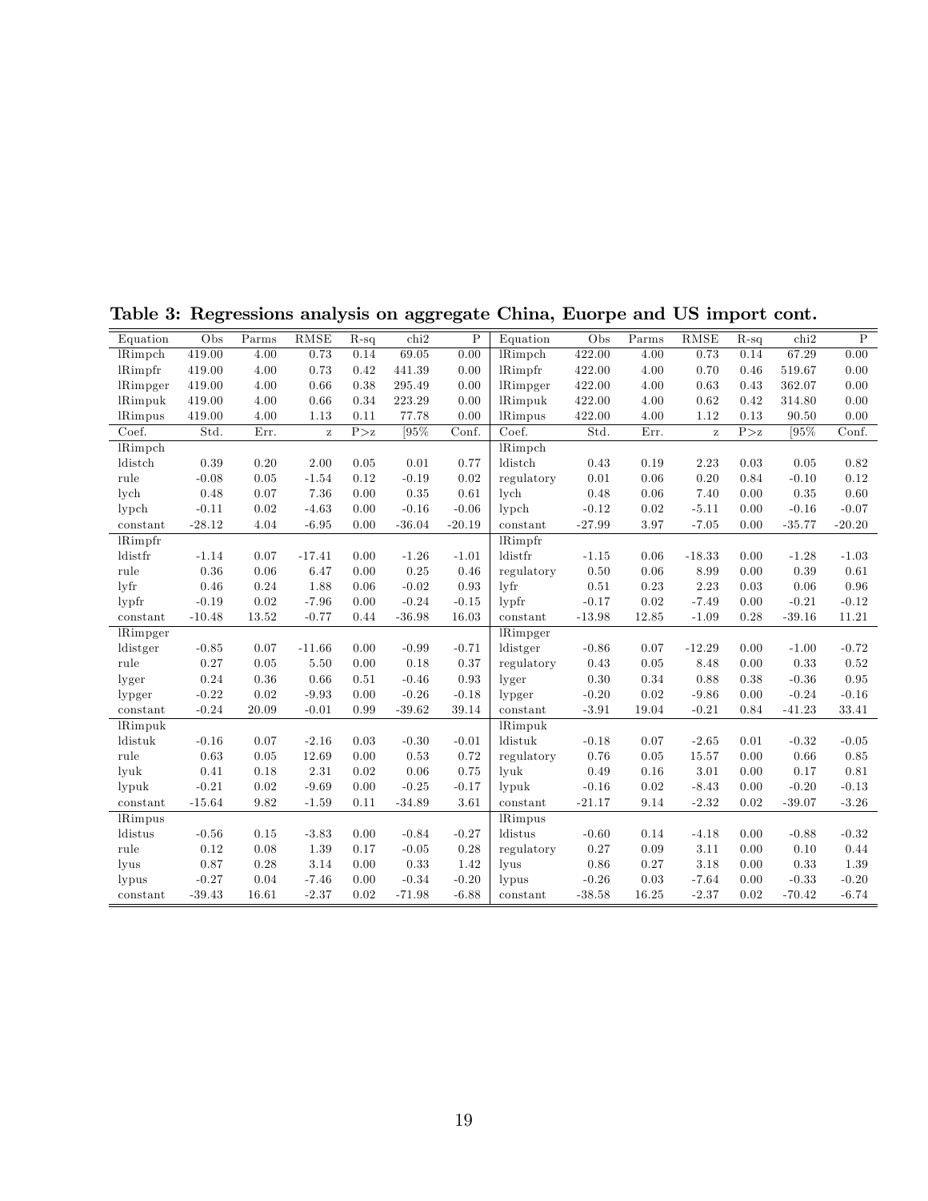**Table 3: Regressions analysis on aggregate China, Euorpe and US import cont.**

| Equation | Obs | Parms | RMSE | R-sq | chi2 | P | Equation | Obs | Parms | RMSE | R-sq | chi2 | P |
|---|---|---|---|---|---|---|---|---|---|---|---|---|---|
| lRimpch | 419.00 | 4.00 | 0.73 | 0.14 | 69.05 | 0.00 | lRimpch | 422.00 | 4.00 | 0.73 | 0.14 | 67.29 | 0.00 |
| lRimpfr | 419.00 | 4.00 | 0.73 | 0.42 | 441.39 | 0.00 | lRimpfr | 422.00 | 4.00 | 0.70 | 0.46 | 519.67 | 0.00 |
| lRimpger | 419.00 | 4.00 | 0.66 | 0.38 | 295.49 | 0.00 | lRimpger | 422.00 | 4.00 | 0.63 | 0.43 | 362.07 | 0.00 |
| lRimpuk | 419.00 | 4.00 | 0.66 | 0.34 | 223.29 | 0.00 | lRimpuk | 422.00 | 4.00 | 0.62 | 0.42 | 314.80 | 0.00 |
| lRimpus | 419.00 | 4.00 | 1.13 | 0.11 | 77.78 | 0.00 | lRimpus | 422.00 | 4.00 | 1.12 | 0.13 | 90.50 | 0.00 |
| Coef. | Std. | Err. | z | P>z | [95% | Conf. | Coef. | Std. | Err. | z | P>z | [95% | Conf. |
| lRimpch | | | | | | | lRimpch | | | | | | |
| ldistch | 0.39 | 0.20 | 2.00 | 0.05 | 0.01 | 0.77 | ldistch | 0.43 | 0.19 | 2.23 | 0.03 | 0.05 | 0.82 |
| rule | -0.08 | 0.05 | -1.54 | 0.12 | -0.19 | 0.02 | regulatory | 0.01 | 0.06 | 0.20 | 0.84 | -0.10 | 0.12 |
| lych | 0.48 | 0.07 | 7.36 | 0.00 | 0.35 | 0.61 | lych | 0.48 | 0.06 | 7.40 | 0.00 | 0.35 | 0.60 |
| lypch | -0.11 | 0.02 | -4.63 | 0.00 | -0.16 | -0.06 | lypch | -0.12 | 0.02 | -5.11 | 0.00 | -0.16 | -0.07 |
| constant | -28.12 | 4.04 | -6.95 | 0.00 | -36.04 | -20.19 | constant | -27.99 | 3.97 | -7.05 | 0.00 | -35.77 | -20.20 |
| lRimpfr | | | | | | | lRimpfr | | | | | | |
| ldistfr | -1.14 | 0.07 | -17.41 | 0.00 | -1.26 | -1.01 | ldistfr | -1.15 | 0.06 | -18.33 | 0.00 | -1.28 | -1.03 |
| rule | 0.36 | 0.06 | 6.47 | 0.00 | 0.25 | 0.46 | regulatory | 0.50 | 0.06 | 8.99 | 0.00 | 0.39 | 0.61 |
| lyfr | 0.46 | 0.24 | 1.88 | 0.06 | -0.02 | 0.93 | lyfr | 0.51 | 0.23 | 2.23 | 0.03 | 0.06 | 0.96 |
| lypfr | -0.19 | 0.02 | -7.96 | 0.00 | -0.24 | -0.15 | lypfr | -0.17 | 0.02 | -7.49 | 0.00 | -0.21 | -0.12 |
| constant | -10.48 | 13.52 | -0.77 | 0.44 | -36.98 | 16.03 | constant | -13.98 | 12.85 | -1.09 | 0.28 | -39.16 | 11.21 |
| lRimpger | | | | | | | lRimpger | | | | | | |
| ldistger | -0.85 | 0.07 | -11.66 | 0.00 | -0.99 | -0.71 | ldistger | -0.86 | 0.07 | -12.29 | 0.00 | -1.00 | -0.72 |
| rule | 0.27 | 0.05 | 5.50 | 0.00 | 0.18 | 0.37 | regulatory | 0.43 | 0.05 | 8.48 | 0.00 | 0.33 | 0.52 |
| lyger | 0.24 | 0.36 | 0.66 | 0.51 | -0.46 | 0.93 | lyger | 0.30 | 0.34 | 0.88 | 0.38 | -0.36 | 0.95 |
| lypger | -0.22 | 0.02 | -9.93 | 0.00 | -0.26 | -0.18 | lypger | -0.20 | 0.02 | -9.86 | 0.00 | -0.24 | -0.16 |
| constant | -0.24 | 20.09 | -0.01 | 0.99 | -39.62 | 39.14 | constant | -3.91 | 19.04 | -0.21 | 0.84 | -41.23 | 33.41 |
| lRimpuk | | | | | | | lRimpuk | | | | | | |
| ldistuk | -0.16 | 0.07 | -2.16 | 0.03 | -0.30 | -0.01 | ldistuk | -0.18 | 0.07 | -2.65 | 0.01 | -0.32 | -0.05 |
| rule | 0.63 | 0.05 | 12.69 | 0.00 | 0.53 | 0.72 | regulatory | 0.76 | 0.05 | 15.57 | 0.00 | 0.66 | 0.85 |
| lyuk | 0.41 | 0.18 | 2.31 | 0.02 | 0.06 | 0.75 | lyuk | 0.49 | 0.16 | 3.01 | 0.00 | 0.17 | 0.81 |
| lypuk | -0.21 | 0.02 | -9.69 | 0.00 | -0.25 | -0.17 | lypuk | -0.16 | 0.02 | -8.43 | 0.00 | -0.20 | -0.13 |
| constant | -15.64 | 9.82 | -1.59 | 0.11 | -34.89 | 3.61 | constant | -21.17 | 9.14 | -2.32 | 0.02 | -39.07 | -3.26 |
| lRimpus | | | | | | | lRimpus | | | | | | |
| ldistus | -0.56 | 0.15 | -3.83 | 0.00 | -0.84 | -0.27 | ldistus | -0.60 | 0.14 | -4.18 | 0.00 | -0.88 | -0.32 |
| rule | 0.12 | 0.08 | 1.39 | 0.17 | -0.05 | 0.28 | regulatory | 0.27 | 0.09 | 3.11 | 0.00 | 0.10 | 0.44 |
| lyus | 0.87 | 0.28 | 3.14 | 0.00 | 0.33 | 1.42 | lyus | 0.86 | 0.27 | 3.18 | 0.00 | 0.33 | 1.39 |
| lypus | -0.27 | 0.04 | -7.46 | 0.00 | -0.34 | -0.20 | lypus | -0.26 | 0.03 | -7.64 | 0.00 | -0.33 | -0.20 |
| constant | -39.43 | 16.61 | -2.37 | 0.02 | -71.98 | -6.88 | constant | -38.58 | 16.25 | -2.37 | 0.02 | -70.42 | -6.74 |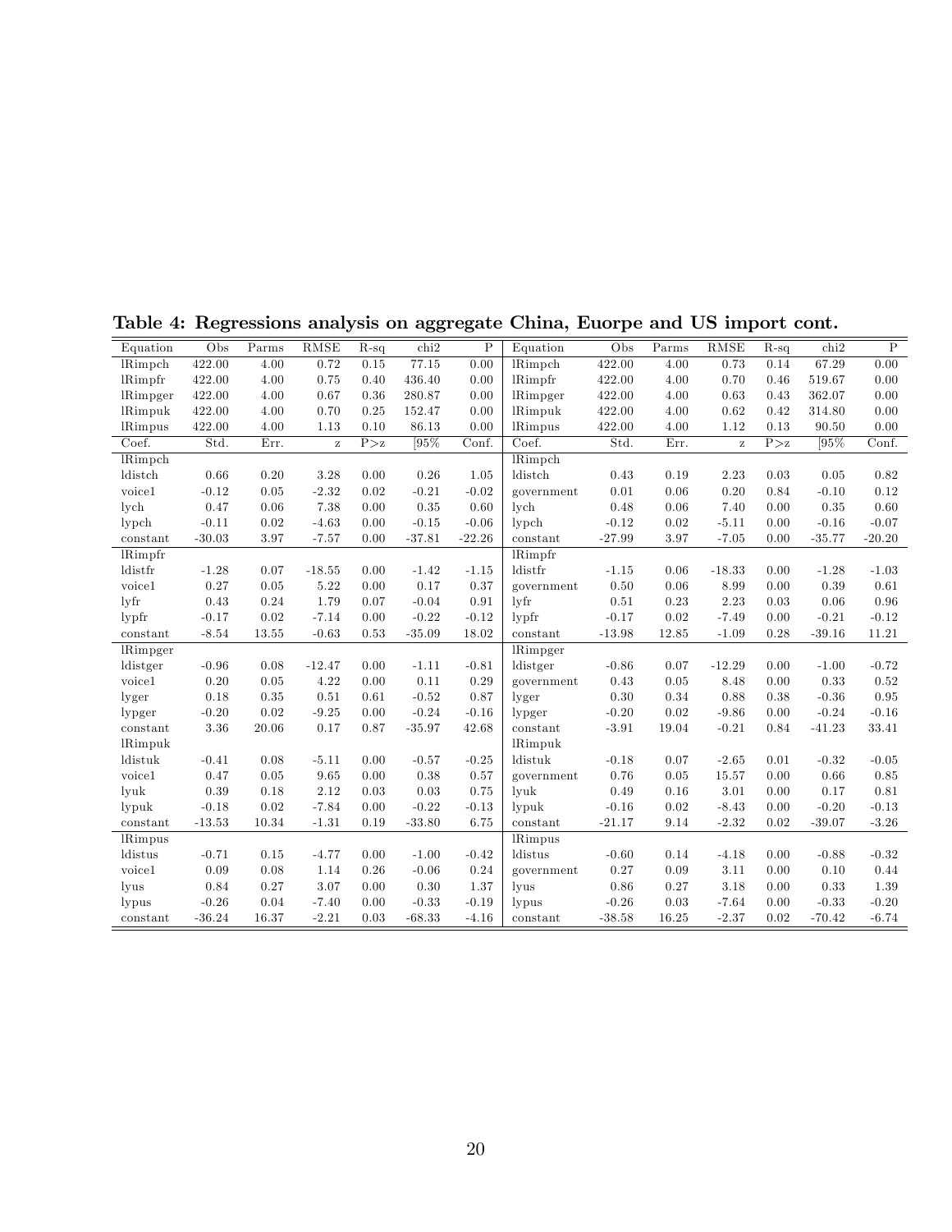**Table 4: Regressions analysis on aggregate China, Euorpe and US import cont.**

| Equation | Obs | Parms | RMSE | R-sq | chi2 | P | Equation | Obs | Parms | RMSE | R-sq | chi2 | P |
|---|---|---|---|---|---|---|---|---|---|---|---|---|---|
| lRimpch | 422.00 | 4.00 | 0.72 | 0.15 | 77.15 | 0.00 | lRimpch | 422.00 | 4.00 | 0.73 | 0.14 | 67.29 | 0.00 |
| lRimpfr | 422.00 | 4.00 | 0.75 | 0.40 | 436.40 | 0.00 | lRimpfr | 422.00 | 4.00 | 0.70 | 0.46 | 519.67 | 0.00 |
| lRimpger | 422.00 | 4.00 | 0.67 | 0.36 | 280.87 | 0.00 | lRimpger | 422.00 | 4.00 | 0.63 | 0.43 | 362.07 | 0.00 |
| lRimpuk | 422.00 | 4.00 | 0.70 | 0.25 | 152.47 | 0.00 | lRimpuk | 422.00 | 4.00 | 0.62 | 0.42 | 314.80 | 0.00 |
| lRimpus | 422.00 | 4.00 | 1.13 | 0.10 | 86.13 | 0.00 | lRimpus | 422.00 | 4.00 | 1.12 | 0.13 | 90.50 | 0.00 |
| Coef. | Std. | Err. | z | P>z | [95% | Conf. | Coef. | Std. | Err. | z | P>z | [95% | Conf. |
| lRimpch | | | | | | | lRimpch | | | | | | |
| ldistch | 0.66 | 0.20 | 3.28 | 0.00 | 0.26 | 1.05 | ldistch | 0.43 | 0.19 | 2.23 | 0.03 | 0.05 | 0.82 |
| voice1 | -0.12 | 0.05 | -2.32 | 0.02 | -0.21 | -0.02 | government | 0.01 | 0.06 | 0.20 | 0.84 | -0.10 | 0.12 |
| lych | 0.47 | 0.06 | 7.38 | 0.00 | 0.35 | 0.60 | lych | 0.48 | 0.06 | 7.40 | 0.00 | 0.35 | 0.60 |
| lypch | -0.11 | 0.02 | -4.63 | 0.00 | -0.15 | -0.06 | lypch | -0.12 | 0.02 | -5.11 | 0.00 | -0.16 | -0.07 |
| constant | -30.03 | 3.97 | -7.57 | 0.00 | -37.81 | -22.26 | constant | -27.99 | 3.97 | -7.05 | 0.00 | -35.77 | -20.20 |
| lRimpfr | | | | | | | lRimpfr | | | | | | |
| ldistfr | -1.28 | 0.07 | -18.55 | 0.00 | -1.42 | -1.15 | ldistfr | -1.15 | 0.06 | -18.33 | 0.00 | -1.28 | -1.03 |
| voice1 | 0.27 | 0.05 | 5.22 | 0.00 | 0.17 | 0.37 | government | 0.50 | 0.06 | 8.99 | 0.00 | 0.39 | 0.61 |
| lyfr | 0.43 | 0.24 | 1.79 | 0.07 | -0.04 | 0.91 | lyfr | 0.51 | 0.23 | 2.23 | 0.03 | 0.06 | 0.96 |
| lypfr | -0.17 | 0.02 | -7.14 | 0.00 | -0.22 | -0.12 | lypfr | -0.17 | 0.02 | -7.49 | 0.00 | -0.21 | -0.12 |
| constant | -8.54 | 13.55 | -0.63 | 0.53 | -35.09 | 18.02 | constant | -13.98 | 12.85 | -1.09 | 0.28 | -39.16 | 11.21 |
| lRimpger | | | | | | | lRimpger | | | | | | |
| ldistger | -0.96 | 0.08 | -12.47 | 0.00 | -1.11 | -0.81 | ldistger | -0.86 | 0.07 | -12.29 | 0.00 | -1.00 | -0.72 |
| voice1 | 0.20 | 0.05 | 4.22 | 0.00 | 0.11 | 0.29 | government | 0.43 | 0.05 | 8.48 | 0.00 | 0.33 | 0.52 |
| lyger | 0.18 | 0.35 | 0.51 | 0.61 | -0.52 | 0.87 | lyger | 0.30 | 0.34 | 0.88 | 0.38 | -0.36 | 0.95 |
| lypger | -0.20 | 0.02 | -9.25 | 0.00 | -0.24 | -0.16 | lypger | -0.20 | 0.02 | -9.86 | 0.00 | -0.24 | -0.16 |
| constant | 3.36 | 20.06 | 0.17 | 0.87 | -35.97 | 42.68 | constant | -3.91 | 19.04 | -0.21 | 0.84 | -41.23 | 33.41 |
| lRimpuk | | | | | | | lRimpuk | | | | | | |
| ldistuk | -0.41 | 0.08 | -5.11 | 0.00 | -0.57 | -0.25 | ldistuk | -0.18 | 0.07 | -2.65 | 0.01 | -0.32 | -0.05 |
| voice1 | 0.47 | 0.05 | 9.65 | 0.00 | 0.38 | 0.57 | government | 0.76 | 0.05 | 15.57 | 0.00 | 0.66 | 0.85 |
| lyuk | 0.39 | 0.18 | 2.12 | 0.03 | 0.03 | 0.75 | lyuk | 0.49 | 0.16 | 3.01 | 0.00 | 0.17 | 0.81 |
| lypuk | -0.18 | 0.02 | -7.84 | 0.00 | -0.22 | -0.13 | lypuk | -0.16 | 0.02 | -8.43 | 0.00 | -0.20 | -0.13 |
| constant | -13.53 | 10.34 | -1.31 | 0.19 | -33.80 | 6.75 | constant | -21.17 | 9.14 | -2.32 | 0.02 | -39.07 | -3.26 |
| lRimpus | | | | | | | lRimpus | | | | | | |
| ldistus | -0.71 | 0.15 | -4.77 | 0.00 | -1.00 | -0.42 | ldistus | -0.60 | 0.14 | -4.18 | 0.00 | -0.88 | -0.32 |
| voice1 | 0.09 | 0.08 | 1.14 | 0.26 | -0.06 | 0.24 | government | 0.27 | 0.09 | 3.11 | 0.00 | 0.10 | 0.44 |
| lyus | 0.84 | 0.27 | 3.07 | 0.00 | 0.30 | 1.37 | lyus | 0.86 | 0.27 | 3.18 | 0.00 | 0.33 | 1.39 |
| lypus | -0.26 | 0.04 | -7.40 | 0.00 | -0.33 | -0.19 | lypus | -0.26 | 0.03 | -7.64 | 0.00 | -0.33 | -0.20 |
| constant | -36.24 | 16.37 | -2.21 | 0.03 | -68.33 | -4.16 | constant | -38.58 | 16.25 | -2.37 | 0.02 | -70.42 | -6.74 |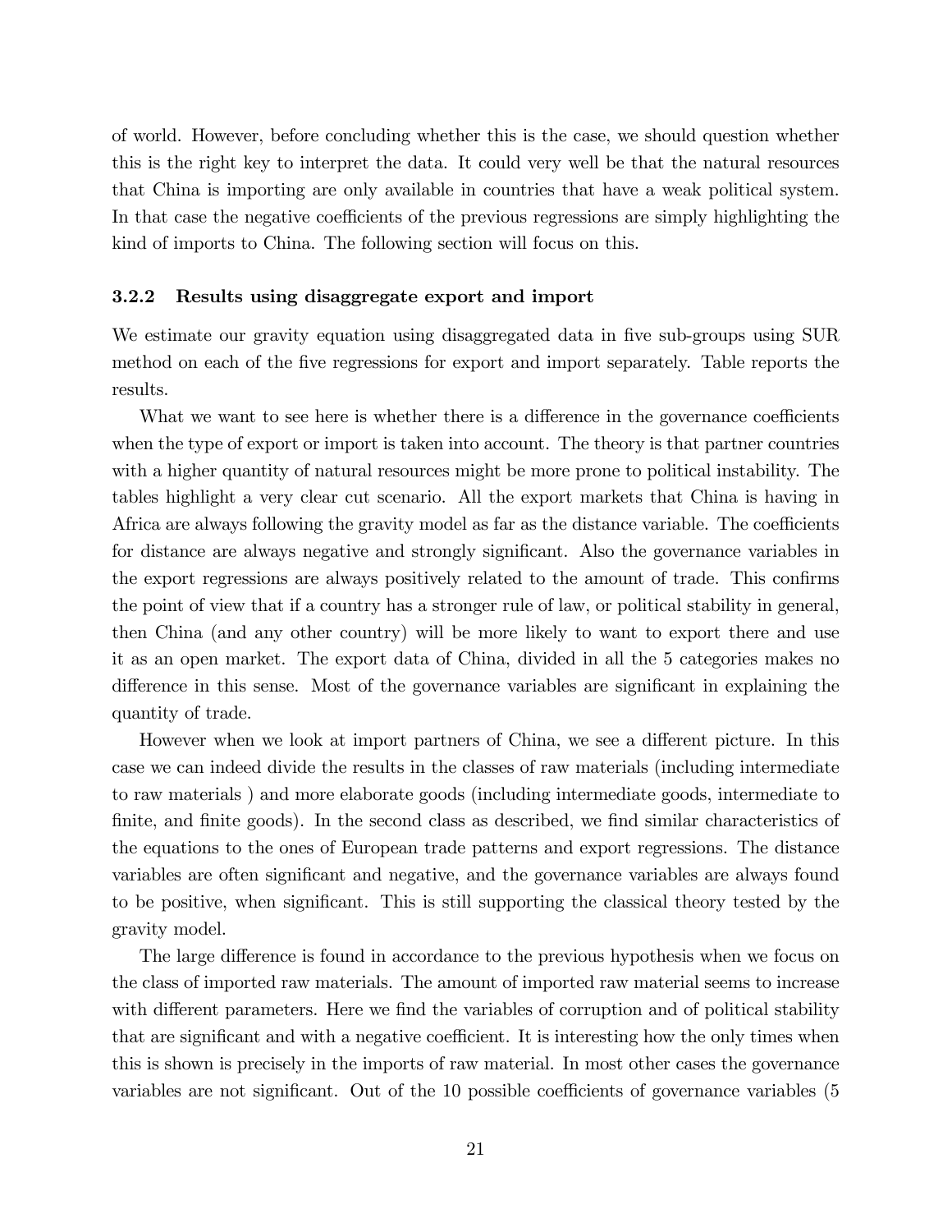of world. However, before concluding whether this is the case, we should question whether this is the right key to interpret the data. It could very well be that the natural resources that China is importing are only available in countries that have a weak political system. In that case the negative coefficients of the previous regressions are simply highlighting the kind of imports to China. The following section will focus on this.

### 3.2.2 Results using disaggregate export and import

We estimate our gravity equation using disaggregated data in five sub-groups using SUR method on each of the five regressions for export and import separately. Table reports the results.

What we want to see here is whether there is a difference in the governance coefficients when the type of export or import is taken into account. The theory is that partner countries with a higher quantity of natural resources might be more prone to political instability. The tables highlight a very clear cut scenario. All the export markets that China is having in Africa are always following the gravity model as far as the distance variable. The coefficients for distance are always negative and strongly significant. Also the governance variables in the export regressions are always positively related to the amount of trade. This confirms the point of view that if a country has a stronger rule of law, or political stability in general, then China (and any other country) will be more likely to want to export there and use it as an open market. The export data of China, divided in all the 5 categories makes no difference in this sense. Most of the governance variables are significant in explaining the quantity of trade.

However when we look at import partners of China, we see a different picture. In this case we can indeed divide the results in the classes of raw materials (including intermediate to raw materials ) and more elaborate goods (including intermediate goods, intermediate to finite, and finite goods). In the second class as described, we find similar characteristics of the equations to the ones of European trade patterns and export regressions. The distance variables are often significant and negative, and the governance variables are always found to be positive, when significant. This is still supporting the classical theory tested by the gravity model.

The large difference is found in accordance to the previous hypothesis when we focus on the class of imported raw materials. The amount of imported raw material seems to increase with different parameters. Here we find the variables of corruption and of political stability that are significant and with a negative coefficient. It is interesting how the only times when this is shown is precisely in the imports of raw material. In most other cases the governance variables are not significant. Out of the 10 possible coefficients of governance variables (5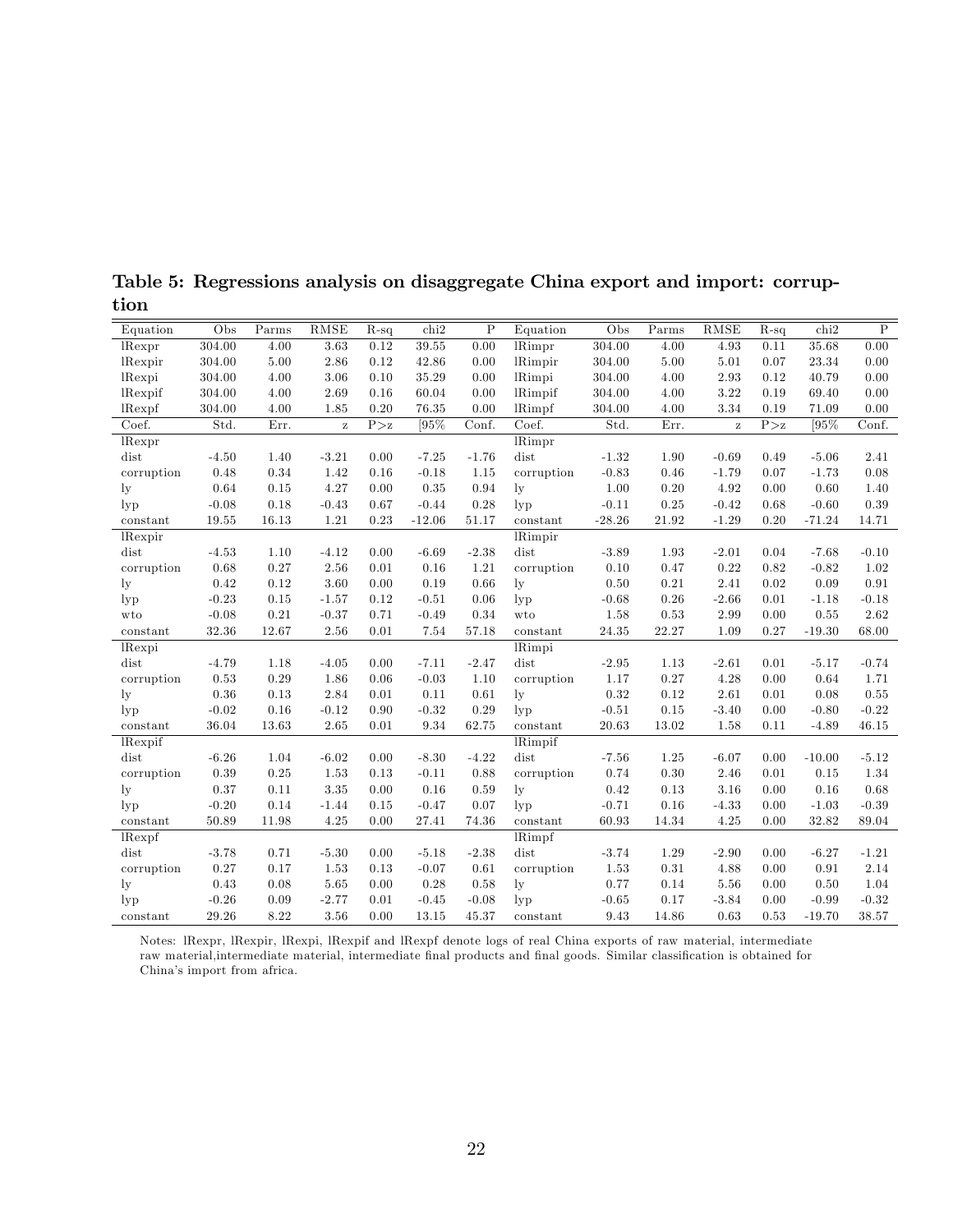**Table 5: Regressions analysis on disaggregate China export and import: corruption**

| Equation | Obs | Parms | RMSE | R-sq | chi2 | P | Equation | Obs | Parms | RMSE | R-sq | chi2 | P |
|---|---|---|---|---|---|---|---|---|---|---|---|---|---|
| lRexpr | 304.00 | 4.00 | 3.63 | 0.12 | 39.55 | 0.00 | lRimpr | 304.00 | 4.00 | 4.93 | 0.11 | 35.68 | 0.00 |
| lRexpir | 304.00 | 5.00 | 2.86 | 0.12 | 42.86 | 0.00 | lRimpir | 304.00 | 5.00 | 5.01 | 0.07 | 23.34 | 0.00 |
| lRexpi | 304.00 | 4.00 | 3.06 | 0.10 | 35.29 | 0.00 | lRimpi | 304.00 | 4.00 | 2.93 | 0.12 | 40.79 | 0.00 |
| lRexpif | 304.00 | 4.00 | 2.69 | 0.16 | 60.04 | 0.00 | lRimpif | 304.00 | 4.00 | 3.22 | 0.19 | 69.40 | 0.00 |
| lRexpf | 304.00 | 4.00 | 1.85 | 0.20 | 76.35 | 0.00 | lRimpf | 304.00 | 4.00 | 3.34 | 0.19 | 71.09 | 0.00 |
| Coef. | Std. | Err. | z | P>z | [95% | Conf. | Coef. | Std. | Err. | z | P>z | [95% | Conf. |
| lRexpr | | | | | | | lRimpr | | | | | | |
| dist | -4.50 | 1.40 | -3.21 | 0.00 | -7.25 | -1.76 | dist | -1.32 | 1.90 | -0.69 | 0.49 | -5.06 | 2.41 |
| corruption | 0.48 | 0.34 | 1.42 | 0.16 | -0.18 | 1.15 | corruption | -0.83 | 0.46 | -1.79 | 0.07 | -1.73 | 0.08 |
| ly | 0.64 | 0.15 | 4.27 | 0.00 | 0.35 | 0.94 | ly | 1.00 | 0.20 | 4.92 | 0.00 | 0.60 | 1.40 |
| lyp | -0.08 | 0.18 | -0.43 | 0.67 | -0.44 | 0.28 | lyp | -0.11 | 0.25 | -0.42 | 0.68 | -0.60 | 0.39 |
| constant | 19.55 | 16.13 | 1.21 | 0.23 | -12.06 | 51.17 | constant | -28.26 | 21.92 | -1.29 | 0.20 | -71.24 | 14.71 |
| lRexpir | | | | | | | lRimpir | | | | | | |
| dist | -4.53 | 1.10 | -4.12 | 0.00 | -6.69 | -2.38 | dist | -3.89 | 1.93 | -2.01 | 0.04 | -7.68 | -0.10 |
| corruption | 0.68 | 0.27 | 2.56 | 0.01 | 0.16 | 1.21 | corruption | 0.10 | 0.47 | 0.22 | 0.82 | -0.82 | 1.02 |
| ly | 0.42 | 0.12 | 3.60 | 0.00 | 0.19 | 0.66 | ly | 0.50 | 0.21 | 2.41 | 0.02 | 0.09 | 0.91 |
| lyp | -0.23 | 0.15 | -1.57 | 0.12 | -0.51 | 0.06 | lyp | -0.68 | 0.26 | -2.66 | 0.01 | -1.18 | -0.18 |
| wto | -0.08 | 0.21 | -0.37 | 0.71 | -0.49 | 0.34 | wto | 1.58 | 0.53 | 2.99 | 0.00 | 0.55 | 2.62 |
| constant | 32.36 | 12.67 | 2.56 | 0.01 | 7.54 | 57.18 | constant | 24.35 | 22.27 | 1.09 | 0.27 | -19.30 | 68.00 |
| lRexpi | | | | | | | lRimpi | | | | | | |
| dist | -4.79 | 1.18 | -4.05 | 0.00 | -7.11 | -2.47 | dist | -2.95 | 1.13 | -2.61 | 0.01 | -5.17 | -0.74 |
| corruption | 0.53 | 0.29 | 1.86 | 0.06 | -0.03 | 1.10 | corruption | 1.17 | 0.27 | 4.28 | 0.00 | 0.64 | 1.71 |
| ly | 0.36 | 0.13 | 2.84 | 0.01 | 0.11 | 0.61 | ly | 0.32 | 0.12 | 2.61 | 0.01 | 0.08 | 0.55 |
| lyp | -0.02 | 0.16 | -0.12 | 0.90 | -0.32 | 0.29 | lyp | -0.51 | 0.15 | -3.40 | 0.00 | -0.80 | -0.22 |
| constant | 36.04 | 13.63 | 2.65 | 0.01 | 9.34 | 62.75 | constant | 20.63 | 13.02 | 1.58 | 0.11 | -4.89 | 46.15 |
| lRexpif | | | | | | | lRimpif | | | | | | |
| dist | -6.26 | 1.04 | -6.02 | 0.00 | -8.30 | -4.22 | dist | -7.56 | 1.25 | -6.07 | 0.00 | -10.00 | -5.12 |
| corruption | 0.39 | 0.25 | 1.53 | 0.13 | -0.11 | 0.88 | corruption | 0.74 | 0.30 | 2.46 | 0.01 | 0.15 | 1.34 |
| ly | 0.37 | 0.11 | 3.35 | 0.00 | 0.16 | 0.59 | ly | 0.42 | 0.13 | 3.16 | 0.00 | 0.16 | 0.68 |
| lyp | -0.20 | 0.14 | -1.44 | 0.15 | -0.47 | 0.07 | lyp | -0.71 | 0.16 | -4.33 | 0.00 | -1.03 | -0.39 |
| constant | 50.89 | 11.98 | 4.25 | 0.00 | 27.41 | 74.36 | constant | 60.93 | 14.34 | 4.25 | 0.00 | 32.82 | 89.04 |
| lRexpf | | | | | | | lRimpf | | | | | | |
| dist | -3.78 | 0.71 | -5.30 | 0.00 | -5.18 | -2.38 | dist | -3.74 | 1.29 | -2.90 | 0.00 | -6.27 | -1.21 |
| corruption | 0.27 | 0.17 | 1.53 | 0.13 | -0.07 | 0.61 | corruption | 1.53 | 0.31 | 4.88 | 0.00 | 0.91 | 2.14 |
| ly | 0.43 | 0.08 | 5.65 | 0.00 | 0.28 | 0.58 | ly | 0.77 | 0.14 | 5.56 | 0.00 | 0.50 | 1.04 |
| lyp | -0.26 | 0.09 | -2.77 | 0.01 | -0.45 | -0.08 | lyp | -0.65 | 0.17 | -3.84 | 0.00 | -0.99 | -0.32 |
| constant | 29.26 | 8.22 | 3.56 | 0.00 | 13.15 | 45.37 | constant | 9.43 | 14.86 | 0.63 | 0.53 | -19.70 | 38.57 |

Notes: lRexpr, lRexpir, lRexpi, lRexpif and lRexpf denote logs of real China exports of raw material, intermediate raw material,intermediate material, intermediate final products and final goods. Similar classification is obtained for China's import from africa.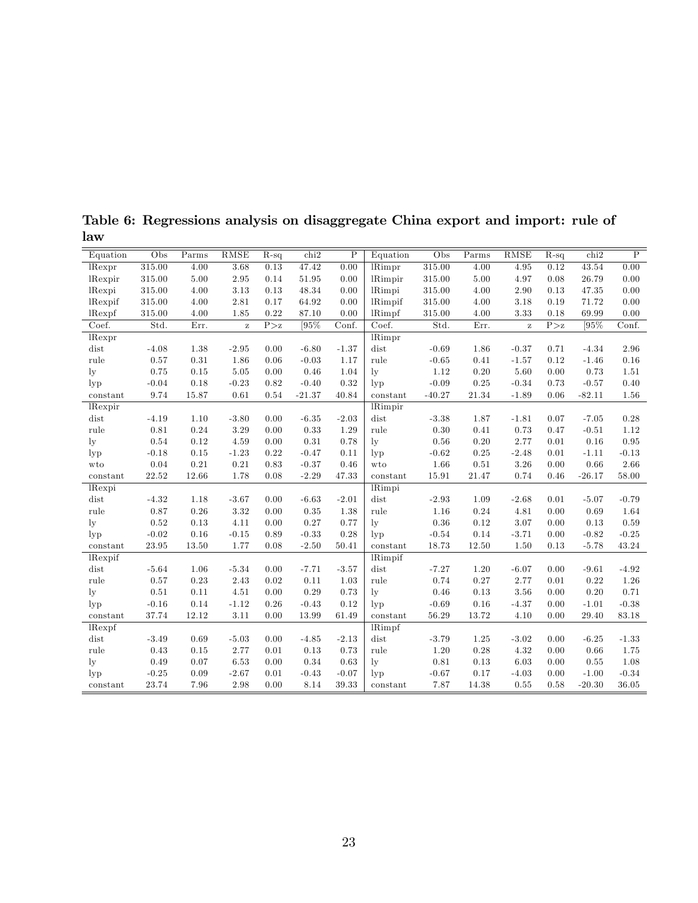**Table 6: Regressions analysis on disaggregate China export and import: rule of law**

| Equation | Obs | Parms | RMSE | R-sq | chi2 | P | Equation | Obs | Parms | RMSE | R-sq | chi2 | P |
|---|---|---|---|---|---|---|---|---|---|---|---|---|---|
| lRexpr | 315.00 | 4.00 | 3.68 | 0.13 | 47.42 | 0.00 | lRimpr | 315.00 | 4.00 | 4.95 | 0.12 | 43.54 | 0.00 |
| lRexpir | 315.00 | 5.00 | 2.95 | 0.14 | 51.95 | 0.00 | lRimpir | 315.00 | 5.00 | 4.97 | 0.08 | 26.79 | 0.00 |
| lRexpi | 315.00 | 4.00 | 3.13 | 0.13 | 48.34 | 0.00 | lRimpi | 315.00 | 4.00 | 2.90 | 0.13 | 47.35 | 0.00 |
| lRexpif | 315.00 | 4.00 | 2.81 | 0.17 | 64.92 | 0.00 | lRimpif | 315.00 | 4.00 | 3.18 | 0.19 | 71.72 | 0.00 |
| lRexpf | 315.00 | 4.00 | 1.85 | 0.22 | 87.10 | 0.00 | lRimpf | 315.00 | 4.00 | 3.33 | 0.18 | 69.99 | 0.00 |
| Coef. | Std. | Err. | z | P>z | [95% | Conf. | Coef. | Std. | Err. | z | P>z | [95% | Conf. |
| lRexpr | | | | | | | lRimpr | | | | | | |
| dist | -4.08 | 1.38 | -2.95 | 0.00 | -6.80 | -1.37 | dist | -0.69 | 1.86 | -0.37 | 0.71 | -4.34 | 2.96 |
| rule | 0.57 | 0.31 | 1.86 | 0.06 | -0.03 | 1.17 | rule | -0.65 | 0.41 | -1.57 | 0.12 | -1.46 | 0.16 |
| ly | 0.75 | 0.15 | 5.05 | 0.00 | 0.46 | 1.04 | ly | 1.12 | 0.20 | 5.60 | 0.00 | 0.73 | 1.51 |
| lyp | -0.04 | 0.18 | -0.23 | 0.82 | -0.40 | 0.32 | lyp | -0.09 | 0.25 | -0.34 | 0.73 | -0.57 | 0.40 |
| constant | 9.74 | 15.87 | 0.61 | 0.54 | -21.37 | 40.84 | constant | -40.27 | 21.34 | -1.89 | 0.06 | -82.11 | 1.56 |
| lRexpir | | | | | | | lRimpir | | | | | | |
| dist | -4.19 | 1.10 | -3.80 | 0.00 | -6.35 | -2.03 | dist | -3.38 | 1.87 | -1.81 | 0.07 | -7.05 | 0.28 |
| rule | 0.81 | 0.24 | 3.29 | 0.00 | 0.33 | 1.29 | rule | 0.30 | 0.41 | 0.73 | 0.47 | -0.51 | 1.12 |
| ly | 0.54 | 0.12 | 4.59 | 0.00 | 0.31 | 0.78 | ly | 0.56 | 0.20 | 2.77 | 0.01 | 0.16 | 0.95 |
| lyp | -0.18 | 0.15 | -1.23 | 0.22 | -0.47 | 0.11 | lyp | -0.62 | 0.25 | -2.48 | 0.01 | -1.11 | -0.13 |
| wto | 0.04 | 0.21 | 0.21 | 0.83 | -0.37 | 0.46 | wto | 1.66 | 0.51 | 3.26 | 0.00 | 0.66 | 2.66 |
| constant | 22.52 | 12.66 | 1.78 | 0.08 | -2.29 | 47.33 | constant | 15.91 | 21.47 | 0.74 | 0.46 | -26.17 | 58.00 |
| lRexpi | | | | | | | lRimpi | | | | | | |
| dist | -4.32 | 1.18 | -3.67 | 0.00 | -6.63 | -2.01 | dist | -2.93 | 1.09 | -2.68 | 0.01 | -5.07 | -0.79 |
| rule | 0.87 | 0.26 | 3.32 | 0.00 | 0.35 | 1.38 | rule | 1.16 | 0.24 | 4.81 | 0.00 | 0.69 | 1.64 |
| ly | 0.52 | 0.13 | 4.11 | 0.00 | 0.27 | 0.77 | ly | 0.36 | 0.12 | 3.07 | 0.00 | 0.13 | 0.59 |
| lyp | -0.02 | 0.16 | -0.15 | 0.89 | -0.33 | 0.28 | lyp | -0.54 | 0.14 | -3.71 | 0.00 | -0.82 | -0.25 |
| constant | 23.95 | 13.50 | 1.77 | 0.08 | -2.50 | 50.41 | constant | 18.73 | 12.50 | 1.50 | 0.13 | -5.78 | 43.24 |
| lRexpif | | | | | | | lRimpif | | | | | | |
| dist | -5.64 | 1.06 | -5.34 | 0.00 | -7.71 | -3.57 | dist | -7.27 | 1.20 | -6.07 | 0.00 | -9.61 | -4.92 |
| rule | 0.57 | 0.23 | 2.43 | 0.02 | 0.11 | 1.03 | rule | 0.74 | 0.27 | 2.77 | 0.01 | 0.22 | 1.26 |
| ly | 0.51 | 0.11 | 4.51 | 0.00 | 0.29 | 0.73 | ly | 0.46 | 0.13 | 3.56 | 0.00 | 0.20 | 0.71 |
| lyp | -0.16 | 0.14 | -1.12 | 0.26 | -0.43 | 0.12 | lyp | -0.69 | 0.16 | -4.37 | 0.00 | -1.01 | -0.38 |
| constant | 37.74 | 12.12 | 3.11 | 0.00 | 13.99 | 61.49 | constant | 56.29 | 13.72 | 4.10 | 0.00 | 29.40 | 83.18 |
| lRexpf | | | | | | | lRimpf | | | | | | |
| dist | -3.49 | 0.69 | -5.03 | 0.00 | -4.85 | -2.13 | dist | -3.79 | 1.25 | -3.02 | 0.00 | -6.25 | -1.33 |
| rule | 0.43 | 0.15 | 2.77 | 0.01 | 0.13 | 0.73 | rule | 1.20 | 0.28 | 4.32 | 0.00 | 0.66 | 1.75 |
| ly | 0.49 | 0.07 | 6.53 | 0.00 | 0.34 | 0.63 | ly | 0.81 | 0.13 | 6.03 | 0.00 | 0.55 | 1.08 |
| lyp | -0.25 | 0.09 | -2.67 | 0.01 | -0.43 | -0.07 | lyp | -0.67 | 0.17 | -4.03 | 0.00 | -1.00 | -0.34 |
| constant | 23.74 | 7.96 | 2.98 | 0.00 | 8.14 | 39.33 | constant | 7.87 | 14.38 | 0.55 | 0.58 | -20.30 | 36.05 |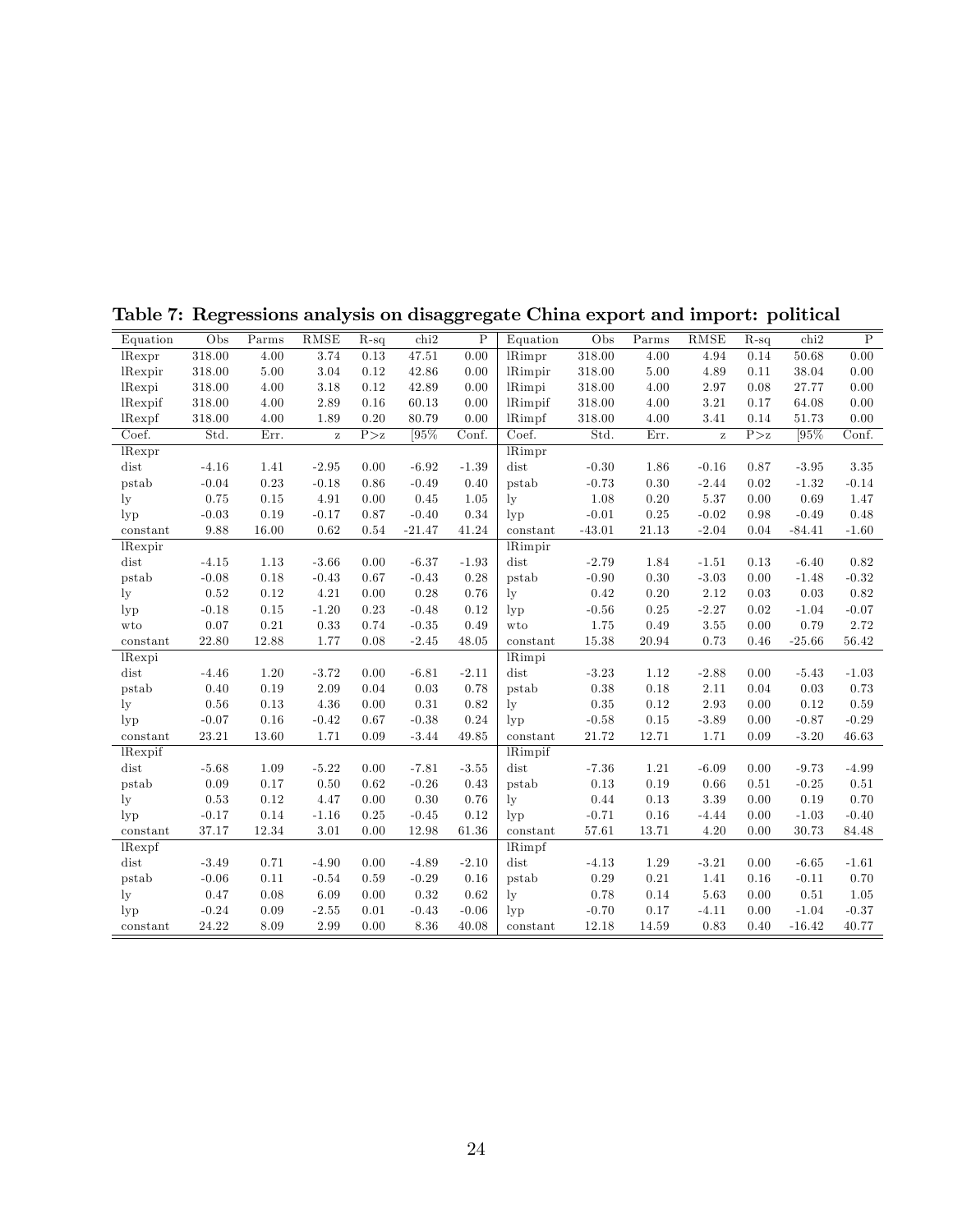**Table 7: Regressions analysis on disaggregate China export and import: political**

| Equation | Obs | Parms | RMSE | R-sq | chi2 | P | Equation | Obs | Parms | RMSE | R-sq | chi2 | P |
|---|---|---|---|---|---|---|---|---|---|---|---|---|---|
| lRexpr | 318.00 | 4.00 | 3.74 | 0.13 | 47.51 | 0.00 | lRimpr | 318.00 | 4.00 | 4.94 | 0.14 | 50.68 | 0.00 |
| lRexpir | 318.00 | 5.00 | 3.04 | 0.12 | 42.86 | 0.00 | lRimpir | 318.00 | 5.00 | 4.89 | 0.11 | 38.04 | 0.00 |
| lRexpi | 318.00 | 4.00 | 3.18 | 0.12 | 42.89 | 0.00 | lRimpi | 318.00 | 4.00 | 2.97 | 0.08 | 27.77 | 0.00 |
| lRexpif | 318.00 | 4.00 | 2.89 | 0.16 | 60.13 | 0.00 | lRimpif | 318.00 | 4.00 | 3.21 | 0.17 | 64.08 | 0.00 |
| lRexpf | 318.00 | 4.00 | 1.89 | 0.20 | 80.79 | 0.00 | lRimpf | 318.00 | 4.00 | 3.41 | 0.14 | 51.73 | 0.00 |
| Coef. | Std. | Err. | z | P>z | [95% | Conf. | Coef. | Std. | Err. | z | P>z | [95% | Conf. |
| lRexpr | | | | | | | lRimpr | | | | | | |
| dist | -4.16 | 1.41 | -2.95 | 0.00 | -6.92 | -1.39 | dist | -0.30 | 1.86 | -0.16 | 0.87 | -3.95 | 3.35 |
| pstab | -0.04 | 0.23 | -0.18 | 0.86 | -0.49 | 0.40 | pstab | -0.73 | 0.30 | -2.44 | 0.02 | -1.32 | -0.14 |
| ly | 0.75 | 0.15 | 4.91 | 0.00 | 0.45 | 1.05 | ly | 1.08 | 0.20 | 5.37 | 0.00 | 0.69 | 1.47 |
| lyp | -0.03 | 0.19 | -0.17 | 0.87 | -0.40 | 0.34 | lyp | -0.01 | 0.25 | -0.02 | 0.98 | -0.49 | 0.48 |
| constant | 9.88 | 16.00 | 0.62 | 0.54 | -21.47 | 41.24 | constant | -43.01 | 21.13 | -2.04 | 0.04 | -84.41 | -1.60 |
| lRexpir | | | | | | | lRimpir | | | | | | |
| dist | -4.15 | 1.13 | -3.66 | 0.00 | -6.37 | -1.93 | dist | -2.79 | 1.84 | -1.51 | 0.13 | -6.40 | 0.82 |
| pstab | -0.08 | 0.18 | -0.43 | 0.67 | -0.43 | 0.28 | pstab | -0.90 | 0.30 | -3.03 | 0.00 | -1.48 | -0.32 |
| ly | 0.52 | 0.12 | 4.21 | 0.00 | 0.28 | 0.76 | ly | 0.42 | 0.20 | 2.12 | 0.03 | 0.03 | 0.82 |
| lyp | -0.18 | 0.15 | -1.20 | 0.23 | -0.48 | 0.12 | lyp | -0.56 | 0.25 | -2.27 | 0.02 | -1.04 | -0.07 |
| wto | 0.07 | 0.21 | 0.33 | 0.74 | -0.35 | 0.49 | wto | 1.75 | 0.49 | 3.55 | 0.00 | 0.79 | 2.72 |
| constant | 22.80 | 12.88 | 1.77 | 0.08 | -2.45 | 48.05 | constant | 15.38 | 20.94 | 0.73 | 0.46 | -25.66 | 56.42 |
| lRexpi | | | | | | | lRimpi | | | | | | |
| dist | -4.46 | 1.20 | -3.72 | 0.00 | -6.81 | -2.11 | dist | -3.23 | 1.12 | -2.88 | 0.00 | -5.43 | -1.03 |
| pstab | 0.40 | 0.19 | 2.09 | 0.04 | 0.03 | 0.78 | pstab | 0.38 | 0.18 | 2.11 | 0.04 | 0.03 | 0.73 |
| ly | 0.56 | 0.13 | 4.36 | 0.00 | 0.31 | 0.82 | ly | 0.35 | 0.12 | 2.93 | 0.00 | 0.12 | 0.59 |
| lyp | -0.07 | 0.16 | -0.42 | 0.67 | -0.38 | 0.24 | lyp | -0.58 | 0.15 | -3.89 | 0.00 | -0.87 | -0.29 |
| constant | 23.21 | 13.60 | 1.71 | 0.09 | -3.44 | 49.85 | constant | 21.72 | 12.71 | 1.71 | 0.09 | -3.20 | 46.63 |
| lRexpif | | | | | | | lRimpif | | | | | | |
| dist | -5.68 | 1.09 | -5.22 | 0.00 | -7.81 | -3.55 | dist | -7.36 | 1.21 | -6.09 | 0.00 | -9.73 | -4.99 |
| pstab | 0.09 | 0.17 | 0.50 | 0.62 | -0.26 | 0.43 | pstab | 0.13 | 0.19 | 0.66 | 0.51 | -0.25 | 0.51 |
| ly | 0.53 | 0.12 | 4.47 | 0.00 | 0.30 | 0.76 | ly | 0.44 | 0.13 | 3.39 | 0.00 | 0.19 | 0.70 |
| lyp | -0.17 | 0.14 | -1.16 | 0.25 | -0.45 | 0.12 | lyp | -0.71 | 0.16 | -4.44 | 0.00 | -1.03 | -0.40 |
| constant | 37.17 | 12.34 | 3.01 | 0.00 | 12.98 | 61.36 | constant | 57.61 | 13.71 | 4.20 | 0.00 | 30.73 | 84.48 |
| lRexpf | | | | | | | lRimpf | | | | | | |
| dist | -3.49 | 0.71 | -4.90 | 0.00 | -4.89 | -2.10 | dist | -4.13 | 1.29 | -3.21 | 0.00 | -6.65 | -1.61 |
| pstab | -0.06 | 0.11 | -0.54 | 0.59 | -0.29 | 0.16 | pstab | 0.29 | 0.21 | 1.41 | 0.16 | -0.11 | 0.70 |
| ly | 0.47 | 0.08 | 6.09 | 0.00 | 0.32 | 0.62 | ly | 0.78 | 0.14 | 5.63 | 0.00 | 0.51 | 1.05 |
| lyp | -0.24 | 0.09 | -2.55 | 0.01 | -0.43 | -0.06 | lyp | -0.70 | 0.17 | -4.11 | 0.00 | -1.04 | -0.37 |
| constant | 24.22 | 8.09 | 2.99 | 0.00 | 8.36 | 40.08 | constant | 12.18 | 14.59 | 0.83 | 0.40 | -16.42 | 40.77 |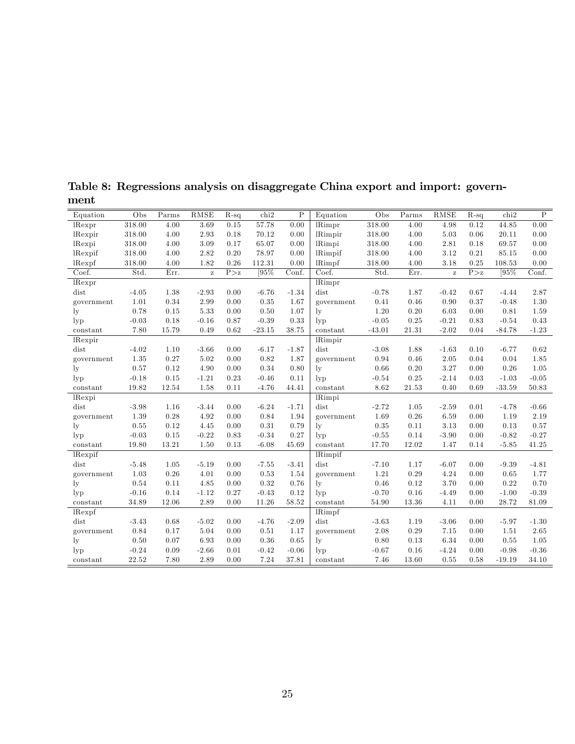**Table 8: Regressions analysis on disaggregate China export and import: government**

| Equation | Obs | Parms | RMSE | R-sq | chi2 | P | Equation | Obs | Parms | RMSE | R-sq | chi2 | P |
|---|---|---|---|---|---|---|---|---|---|---|---|---|---|
| lRexpr | 318.00 | 4.00 | 3.69 | 0.15 | 57.78 | 0.00 | lRimpr | 318.00 | 4.00 | 4.98 | 0.12 | 44.85 | 0.00 |
| lRexpir | 318.00 | 4.00 | 2.93 | 0.18 | 70.12 | 0.00 | lRimpir | 318.00 | 4.00 | 5.03 | 0.06 | 20.11 | 0.00 |
| lRexpi | 318.00 | 4.00 | 3.09 | 0.17 | 65.07 | 0.00 | lRimpi | 318.00 | 4.00 | 2.81 | 0.18 | 69.57 | 0.00 |
| lRexpif | 318.00 | 4.00 | 2.82 | 0.20 | 78.97 | 0.00 | lRimpif | 318.00 | 4.00 | 3.12 | 0.21 | 85.15 | 0.00 |
| lRexpf | 318.00 | 4.00 | 1.82 | 0.26 | 112.31 | 0.00 | lRimpf | 318.00 | 4.00 | 3.18 | 0.25 | 108.53 | 0.00 |
| Coef. | Std. | Err. | z | P>z | [95% | Conf. | Coef. | Std. | Err. | z | P>z | [95% | Conf. |
| lRexpr | | | | | | | lRimpr | | | | | | |
| dist | -4.05 | 1.38 | -2.93 | 0.00 | -6.76 | -1.34 | dist | -0.78 | 1.87 | -0.42 | 0.67 | -4.44 | 2.87 |
| government | 1.01 | 0.34 | 2.99 | 0.00 | 0.35 | 1.67 | government | 0.41 | 0.46 | 0.90 | 0.37 | -0.48 | 1.30 |
| ly | 0.78 | 0.15 | 5.33 | 0.00 | 0.50 | 1.07 | ly | 1.20 | 0.20 | 6.03 | 0.00 | 0.81 | 1.59 |
| lyp | -0.03 | 0.18 | -0.16 | 0.87 | -0.39 | 0.33 | lyp | -0.05 | 0.25 | -0.21 | 0.83 | -0.54 | 0.43 |
| constant | 7.80 | 15.79 | 0.49 | 0.62 | -23.15 | 38.75 | constant | -43.01 | 21.31 | -2.02 | 0.04 | -84.78 | -1.23 |
| lRexpir | | | | | | | lRimpir | | | | | | |
| dist | -4.02 | 1.10 | -3.66 | 0.00 | -6.17 | -1.87 | dist | -3.08 | 1.88 | -1.63 | 0.10 | -6.77 | 0.62 |
| government | 1.35 | 0.27 | 5.02 | 0.00 | 0.82 | 1.87 | government | 0.94 | 0.46 | 2.05 | 0.04 | 0.04 | 1.85 |
| ly | 0.57 | 0.12 | 4.90 | 0.00 | 0.34 | 0.80 | ly | 0.66 | 0.20 | 3.27 | 0.00 | 0.26 | 1.05 |
| lyp | -0.18 | 0.15 | -1.21 | 0.23 | -0.46 | 0.11 | lyp | -0.54 | 0.25 | -2.14 | 0.03 | -1.03 | -0.05 |
| constant | 19.82 | 12.54 | 1.58 | 0.11 | -4.76 | 44.41 | constant | 8.62 | 21.53 | 0.40 | 0.69 | -33.59 | 50.83 |
| lRexpi | | | | | | | lRimpi | | | | | | |
| dist | -3.98 | 1.16 | -3.44 | 0.00 | -6.24 | -1.71 | dist | -2.72 | 1.05 | -2.59 | 0.01 | -4.78 | -0.66 |
| government | 1.39 | 0.28 | 4.92 | 0.00 | 0.84 | 1.94 | government | 1.69 | 0.26 | 6.59 | 0.00 | 1.19 | 2.19 |
| ly | 0.55 | 0.12 | 4.45 | 0.00 | 0.31 | 0.79 | ly | 0.35 | 0.11 | 3.13 | 0.00 | 0.13 | 0.57 |
| lyp | -0.03 | 0.15 | -0.22 | 0.83 | -0.34 | 0.27 | lyp | -0.55 | 0.14 | -3.90 | 0.00 | -0.82 | -0.27 |
| constant | 19.80 | 13.21 | 1.50 | 0.13 | -6.08 | 45.69 | constant | 17.70 | 12.02 | 1.47 | 0.14 | -5.85 | 41.25 |
| lRexpif | | | | | | | lRimpif | | | | | | |
| dist | -5.48 | 1.05 | -5.19 | 0.00 | -7.55 | -3.41 | dist | -7.10 | 1.17 | -6.07 | 0.00 | -9.39 | -4.81 |
| government | 1.03 | 0.26 | 4.01 | 0.00 | 0.53 | 1.54 | government | 1.21 | 0.29 | 4.24 | 0.00 | 0.65 | 1.77 |
| ly | 0.54 | 0.11 | 4.85 | 0.00 | 0.32 | 0.76 | ly | 0.46 | 0.12 | 3.70 | 0.00 | 0.22 | 0.70 |
| lyp | -0.16 | 0.14 | -1.12 | 0.27 | -0.43 | 0.12 | lyp | -0.70 | 0.16 | -4.49 | 0.00 | -1.00 | -0.39 |
| constant | 34.89 | 12.06 | 2.89 | 0.00 | 11.26 | 58.52 | constant | 54.90 | 13.36 | 4.11 | 0.00 | 28.72 | 81.09 |
| lRexpf | | | | | | | lRimpf | | | | | | |
| dist | -3.43 | 0.68 | -5.02 | 0.00 | -4.76 | -2.09 | dist | -3.63 | 1.19 | -3.06 | 0.00 | -5.97 | -1.30 |
| government | 0.84 | 0.17 | 5.04 | 0.00 | 0.51 | 1.17 | government | 2.08 | 0.29 | 7.15 | 0.00 | 1.51 | 2.65 |
| ly | 0.50 | 0.07 | 6.93 | 0.00 | 0.36 | 0.65 | ly | 0.80 | 0.13 | 6.34 | 0.00 | 0.55 | 1.05 |
| lyp | -0.24 | 0.09 | -2.66 | 0.01 | -0.42 | -0.06 | lyp | -0.67 | 0.16 | -4.24 | 0.00 | -0.98 | -0.36 |
| constant | 22.52 | 7.80 | 2.89 | 0.00 | 7.24 | 37.81 | constant | 7.46 | 13.60 | 0.55 | 0.58 | -19.19 | 34.10 |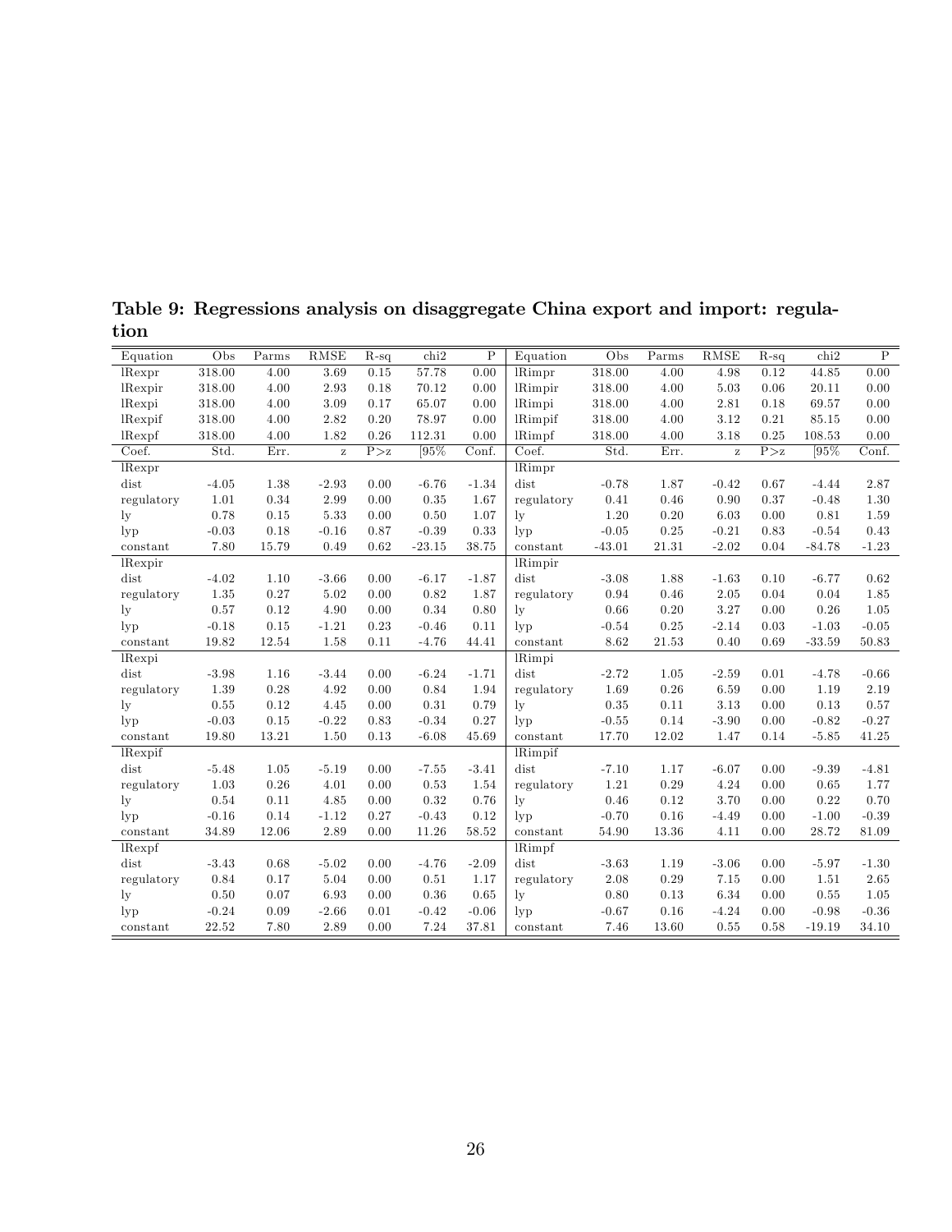**Table 9: Regressions analysis on disaggregate China export and import: regulation**

| Equation | Obs | Parms | RMSE | R-sq | chi2 | P | Equation | Obs | Parms | RMSE | R-sq | chi2 | P |
|---|---|---|---|---|---|---|---|---|---|---|---|---|---|
| lRexpr | 318.00 | 4.00 | 3.69 | 0.15 | 57.78 | 0.00 | lRimpr | 318.00 | 4.00 | 4.98 | 0.12 | 44.85 | 0.00 |
| lRexpir | 318.00 | 4.00 | 2.93 | 0.18 | 70.12 | 0.00 | lRimpir | 318.00 | 4.00 | 5.03 | 0.06 | 20.11 | 0.00 |
| lRexpi | 318.00 | 4.00 | 3.09 | 0.17 | 65.07 | 0.00 | lRimpi | 318.00 | 4.00 | 2.81 | 0.18 | 69.57 | 0.00 |
| lRexpif | 318.00 | 4.00 | 2.82 | 0.20 | 78.97 | 0.00 | lRimpif | 318.00 | 4.00 | 3.12 | 0.21 | 85.15 | 0.00 |
| lRexpf | 318.00 | 4.00 | 1.82 | 0.26 | 112.31 | 0.00 | lRimpf | 318.00 | 4.00 | 3.18 | 0.25 | 108.53 | 0.00 |
| Coef. | Std. | Err. | z | P>z | [95% | Conf. | Coef. | Std. | Err. | z | P>z | [95% | Conf. |
| lRexpr | | | | | | | lRimpr | | | | | | |
| dist | -4.05 | 1.38 | -2.93 | 0.00 | -6.76 | -1.34 | dist | -0.78 | 1.87 | -0.42 | 0.67 | -4.44 | 2.87 |
| regulatory | 1.01 | 0.34 | 2.99 | 0.00 | 0.35 | 1.67 | regulatory | 0.41 | 0.46 | 0.90 | 0.37 | -0.48 | 1.30 |
| ly | 0.78 | 0.15 | 5.33 | 0.00 | 0.50 | 1.07 | ly | 1.20 | 0.20 | 6.03 | 0.00 | 0.81 | 1.59 |
| lyp | -0.03 | 0.18 | -0.16 | 0.87 | -0.39 | 0.33 | lyp | -0.05 | 0.25 | -0.21 | 0.83 | -0.54 | 0.43 |
| constant | 7.80 | 15.79 | 0.49 | 0.62 | -23.15 | 38.75 | constant | -43.01 | 21.31 | -2.02 | 0.04 | -84.78 | -1.23 |
| lRexpir | | | | | | | lRimpir | | | | | | |
| dist | -4.02 | 1.10 | -3.66 | 0.00 | -6.17 | -1.87 | dist | -3.08 | 1.88 | -1.63 | 0.10 | -6.77 | 0.62 |
| regulatory | 1.35 | 0.27 | 5.02 | 0.00 | 0.82 | 1.87 | regulatory | 0.94 | 0.46 | 2.05 | 0.04 | 0.04 | 1.85 |
| ly | 0.57 | 0.12 | 4.90 | 0.00 | 0.34 | 0.80 | ly | 0.66 | 0.20 | 3.27 | 0.00 | 0.26 | 1.05 |
| lyp | -0.18 | 0.15 | -1.21 | 0.23 | -0.46 | 0.11 | lyp | -0.54 | 0.25 | -2.14 | 0.03 | -1.03 | -0.05 |
| constant | 19.82 | 12.54 | 1.58 | 0.11 | -4.76 | 44.41 | constant | 8.62 | 21.53 | 0.40 | 0.69 | -33.59 | 50.83 |
| lRexpi | | | | | | | lRimpi | | | | | | |
| dist | -3.98 | 1.16 | -3.44 | 0.00 | -6.24 | -1.71 | dist | -2.72 | 1.05 | -2.59 | 0.01 | -4.78 | -0.66 |
| regulatory | 1.39 | 0.28 | 4.92 | 0.00 | 0.84 | 1.94 | regulatory | 1.69 | 0.26 | 6.59 | 0.00 | 1.19 | 2.19 |
| ly | 0.55 | 0.12 | 4.45 | 0.00 | 0.31 | 0.79 | ly | 0.35 | 0.11 | 3.13 | 0.00 | 0.13 | 0.57 |
| lyp | -0.03 | 0.15 | -0.22 | 0.83 | -0.34 | 0.27 | lyp | -0.55 | 0.14 | -3.90 | 0.00 | -0.82 | -0.27 |
| constant | 19.80 | 13.21 | 1.50 | 0.13 | -6.08 | 45.69 | constant | 17.70 | 12.02 | 1.47 | 0.14 | -5.85 | 41.25 |
| lRexpif | | | | | | | lRimpif | | | | | | |
| dist | -5.48 | 1.05 | -5.19 | 0.00 | -7.55 | -3.41 | dist | -7.10 | 1.17 | -6.07 | 0.00 | -9.39 | -4.81 |
| regulatory | 1.03 | 0.26 | 4.01 | 0.00 | 0.53 | 1.54 | regulatory | 1.21 | 0.29 | 4.24 | 0.00 | 0.65 | 1.77 |
| ly | 0.54 | 0.11 | 4.85 | 0.00 | 0.32 | 0.76 | ly | 0.46 | 0.12 | 3.70 | 0.00 | 0.22 | 0.70 |
| lyp | -0.16 | 0.14 | -1.12 | 0.27 | -0.43 | 0.12 | lyp | -0.70 | 0.16 | -4.49 | 0.00 | -1.00 | -0.39 |
| constant | 34.89 | 12.06 | 2.89 | 0.00 | 11.26 | 58.52 | constant | 54.90 | 13.36 | 4.11 | 0.00 | 28.72 | 81.09 |
| lRexpf | | | | | | | lRimpf | | | | | | |
| dist | -3.43 | 0.68 | -5.02 | 0.00 | -4.76 | -2.09 | dist | -3.63 | 1.19 | -3.06 | 0.00 | -5.97 | -1.30 |
| regulatory | 0.84 | 0.17 | 5.04 | 0.00 | 0.51 | 1.17 | regulatory | 2.08 | 0.29 | 7.15 | 0.00 | 1.51 | 2.65 |
| ly | 0.50 | 0.07 | 6.93 | 0.00 | 0.36 | 0.65 | ly | 0.80 | 0.13 | 6.34 | 0.00 | 0.55 | 1.05 |
| lyp | -0.24 | 0.09 | -2.66 | 0.01 | -0.42 | -0.06 | lyp | -0.67 | 0.16 | -4.24 | 0.00 | -0.98 | -0.36 |
| constant | 22.52 | 7.80 | 2.89 | 0.00 | 7.24 | 37.81 | constant | 7.46 | 13.60 | 0.55 | 0.58 | -19.19 | 34.10 |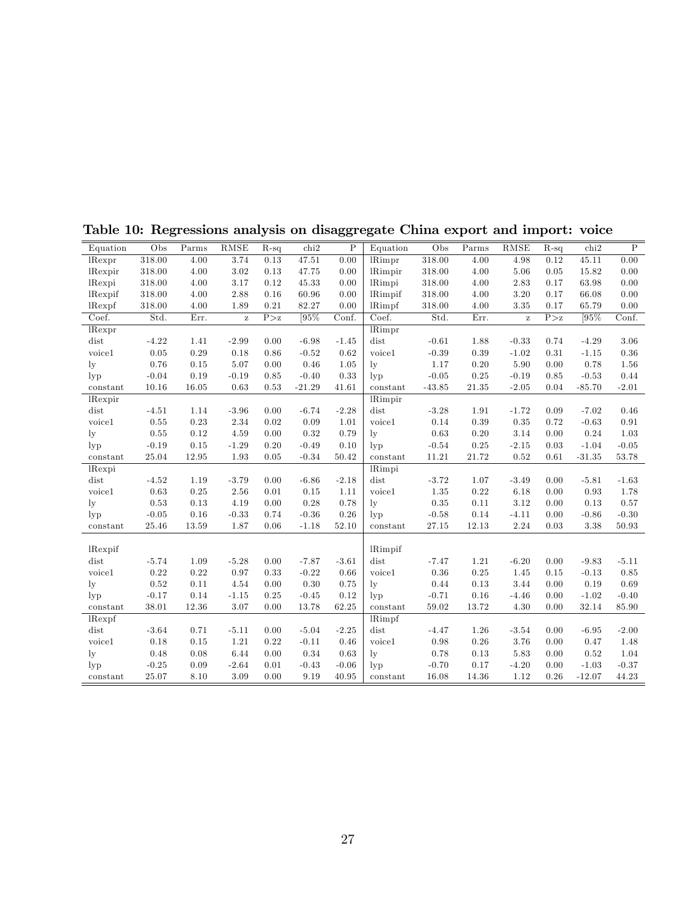**Table 10: Regressions analysis on disaggregate China export and import: voice**

| Equation | Obs | Parms | RMSE | R-sq | chi2 | P | Equation | Obs | Parms | RMSE | R-sq | chi2 | P |
|---|---|---|---|---|---|---|---|---|---|---|---|---|---|
| lRexpr | 318.00 | 4.00 | 3.74 | 0.13 | 47.51 | 0.00 | lRimpr | 318.00 | 4.00 | 4.98 | 0.12 | 45.11 | 0.00 |
| lRexpir | 318.00 | 4.00 | 3.02 | 0.13 | 47.75 | 0.00 | lRimpir | 318.00 | 4.00 | 5.06 | 0.05 | 15.82 | 0.00 |
| lRexpi | 318.00 | 4.00 | 3.17 | 0.12 | 45.33 | 0.00 | lRimpi | 318.00 | 4.00 | 2.83 | 0.17 | 63.98 | 0.00 |
| lRexpif | 318.00 | 4.00 | 2.88 | 0.16 | 60.96 | 0.00 | lRimpif | 318.00 | 4.00 | 3.20 | 0.17 | 66.08 | 0.00 |
| lRexpf | 318.00 | 4.00 | 1.89 | 0.21 | 82.27 | 0.00 | lRimpf | 318.00 | 4.00 | 3.35 | 0.17 | 65.79 | 0.00 |
| Coef. | Std. | Err. | z | P>z | [95% | Conf. | Coef. | Std. | Err. | z | P>z | [95% | Conf. |
| lRexpr | | | | | | | lRimpr | | | | | | |
| dist | -4.22 | 1.41 | -2.99 | 0.00 | -6.98 | -1.45 | dist | -0.61 | 1.88 | -0.33 | 0.74 | -4.29 | 3.06 |
| voice1 | 0.05 | 0.29 | 0.18 | 0.86 | -0.52 | 0.62 | voice1 | -0.39 | 0.39 | -1.02 | 0.31 | -1.15 | 0.36 |
| ly | 0.76 | 0.15 | 5.07 | 0.00 | 0.46 | 1.05 | ly | 1.17 | 0.20 | 5.90 | 0.00 | 0.78 | 1.56 |
| lyp | -0.04 | 0.19 | -0.19 | 0.85 | -0.40 | 0.33 | lyp | -0.05 | 0.25 | -0.19 | 0.85 | -0.53 | 0.44 |
| constant | 10.16 | 16.05 | 0.63 | 0.53 | -21.29 | 41.61 | constant | -43.85 | 21.35 | -2.05 | 0.04 | -85.70 | -2.01 |
| lRexpir | | | | | | | lRimpir | | | | | | |
| dist | -4.51 | 1.14 | -3.96 | 0.00 | -6.74 | -2.28 | dist | -3.28 | 1.91 | -1.72 | 0.09 | -7.02 | 0.46 |
| voice1 | 0.55 | 0.23 | 2.34 | 0.02 | 0.09 | 1.01 | voice1 | 0.14 | 0.39 | 0.35 | 0.72 | -0.63 | 0.91 |
| ly | 0.55 | 0.12 | 4.59 | 0.00 | 0.32 | 0.79 | ly | 0.63 | 0.20 | 3.14 | 0.00 | 0.24 | 1.03 |
| lyp | -0.19 | 0.15 | -1.29 | 0.20 | -0.49 | 0.10 | lyp | -0.54 | 0.25 | -2.15 | 0.03 | -1.04 | -0.05 |
| constant | 25.04 | 12.95 | 1.93 | 0.05 | -0.34 | 50.42 | constant | 11.21 | 21.72 | 0.52 | 0.61 | -31.35 | 53.78 |
| lRexpi | | | | | | | lRimpi | | | | | | |
| dist | -4.52 | 1.19 | -3.79 | 0.00 | -6.86 | -2.18 | dist | -3.72 | 1.07 | -3.49 | 0.00 | -5.81 | -1.63 |
| voice1 | 0.63 | 0.25 | 2.56 | 0.01 | 0.15 | 1.11 | voice1 | 1.35 | 0.22 | 6.18 | 0.00 | 0.93 | 1.78 |
| ly | 0.53 | 0.13 | 4.19 | 0.00 | 0.28 | 0.78 | ly | 0.35 | 0.11 | 3.12 | 0.00 | 0.13 | 0.57 |
| lyp | -0.05 | 0.16 | -0.33 | 0.74 | -0.36 | 0.26 | lyp | -0.58 | 0.14 | -4.11 | 0.00 | -0.86 | -0.30 |
| constant | 25.46 | 13.59 | 1.87 | 0.06 | -1.18 | 52.10 | constant | 27.15 | 12.13 | 2.24 | 0.03 | 3.38 | 50.93 |
| lRexpif | | | | | | | lRimpif | | | | | | |
| dist | -5.74 | 1.09 | -5.28 | 0.00 | -7.87 | -3.61 | dist | -7.47 | 1.21 | -6.20 | 0.00 | -9.83 | -5.11 |
| voice1 | 0.22 | 0.22 | 0.97 | 0.33 | -0.22 | 0.66 | voice1 | 0.36 | 0.25 | 1.45 | 0.15 | -0.13 | 0.85 |
| ly | 0.52 | 0.11 | 4.54 | 0.00 | 0.30 | 0.75 | ly | 0.44 | 0.13 | 3.44 | 0.00 | 0.19 | 0.69 |
| lyp | -0.17 | 0.14 | -1.15 | 0.25 | -0.45 | 0.12 | lyp | -0.71 | 0.16 | -4.46 | 0.00 | -1.02 | -0.40 |
| constant | 38.01 | 12.36 | 3.07 | 0.00 | 13.78 | 62.25 | constant | 59.02 | 13.72 | 4.30 | 0.00 | 32.14 | 85.90 |
| lRexpf | | | | | | | lRimpf | | | | | | |
| dist | -3.64 | 0.71 | -5.11 | 0.00 | -5.04 | -2.25 | dist | -4.47 | 1.26 | -3.54 | 0.00 | -6.95 | -2.00 |
| voice1 | 0.18 | 0.15 | 1.21 | 0.22 | -0.11 | 0.46 | voice1 | 0.98 | 0.26 | 3.76 | 0.00 | 0.47 | 1.48 |
| ly | 0.48 | 0.08 | 6.44 | 0.00 | 0.34 | 0.63 | ly | 0.78 | 0.13 | 5.83 | 0.00 | 0.52 | 1.04 |
| lyp | -0.25 | 0.09 | -2.64 | 0.01 | -0.43 | -0.06 | lyp | -0.70 | 0.17 | -4.20 | 0.00 | -1.03 | -0.37 |
| constant | 25.07 | 8.10 | 3.09 | 0.00 | 9.19 | 40.95 | constant | 16.08 | 14.36 | 1.12 | 0.26 | -12.07 | 44.23 |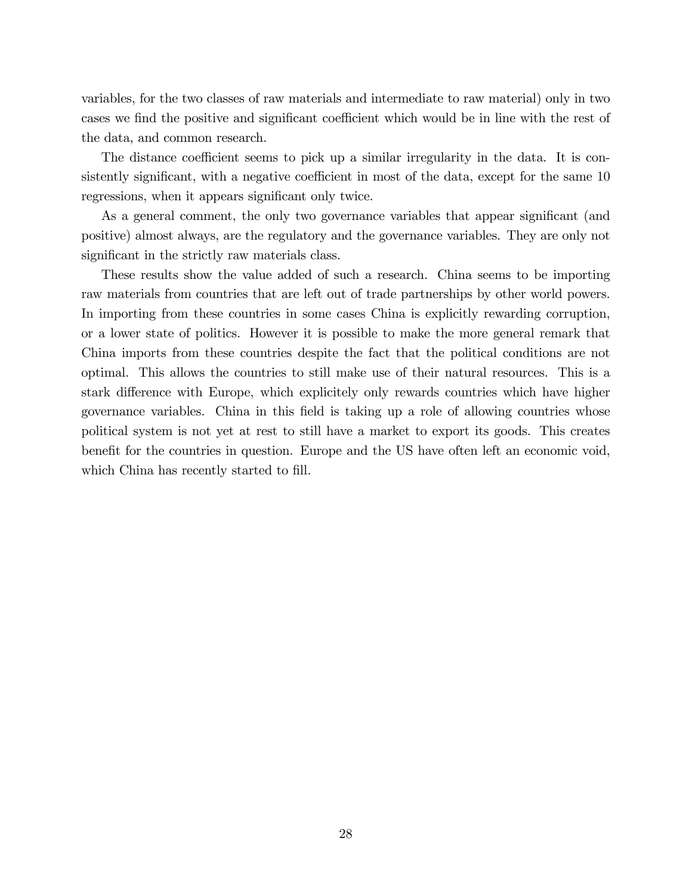variables, for the two classes of raw materials and intermediate to raw material) only in two cases we find the positive and significant coefficient which would be in line with the rest of the data, and common research.

The distance coefficient seems to pick up a similar irregularity in the data. It is consistently significant, with a negative coefficient in most of the data, except for the same 10 regressions, when it appears significant only twice.

As a general comment, the only two governance variables that appear significant (and positive) almost always, are the regulatory and the governance variables. They are only not significant in the strictly raw materials class.

These results show the value added of such a research. China seems to be importing raw materials from countries that are left out of trade partnerships by other world powers. In importing from these countries in some cases China is explicitly rewarding corruption, or a lower state of politics. However it is possible to make the more general remark that China imports from these countries despite the fact that the political conditions are not optimal. This allows the countries to still make use of their natural resources. This is a stark difference with Europe, which explicitely only rewards countries which have higher governance variables. China in this field is taking up a role of allowing countries whose political system is not yet at rest to still have a market to export its goods. This creates benefit for the countries in question. Europe and the US have often left an economic void, which China has recently started to fill.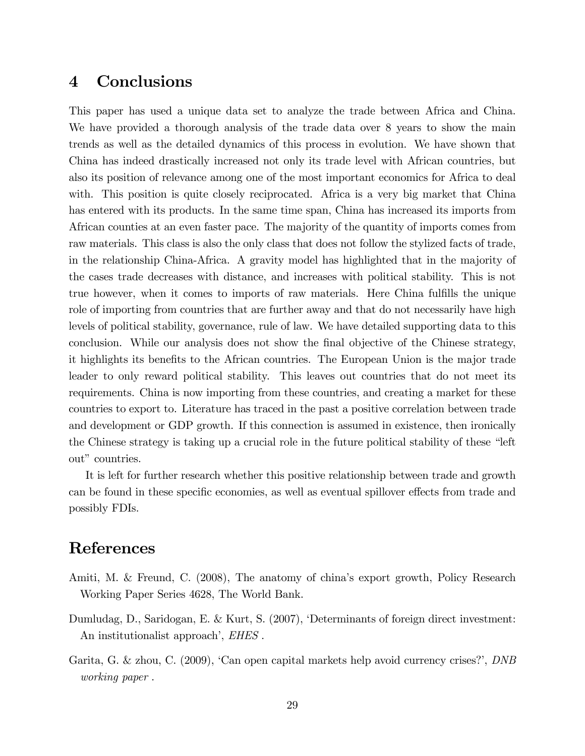# 4 Conclusions

This paper has used a unique data set to analyze the trade between Africa and China. We have provided a thorough analysis of the trade data over 8 years to show the main trends as well as the detailed dynamics of this process in evolution. We have shown that China has indeed drastically increased not only its trade level with African countries, but also its position of relevance among one of the most important economics for Africa to deal with. This position is quite closely reciprocated. Africa is a very big market that China has entered with its products. In the same time span, China has increased its imports from African counties at an even faster pace. The majority of the quantity of imports comes from raw materials. This class is also the only class that does not follow the stylized facts of trade, in the relationship China-Africa. A gravity model has highlighted that in the majority of the cases trade decreases with distance, and increases with political stability. This is not true however, when it comes to imports of raw materials. Here China fulfills the unique role of importing from countries that are further away and that do not necessarily have high levels of political stability, governance, rule of law. We have detailed supporting data to this conclusion. While our analysis does not show the final objective of the Chinese strategy, it highlights its benefits to the African countries. The European Union is the major trade leader to only reward political stability. This leaves out countries that do not meet its requirements. China is now importing from these countries, and creating a market for these countries to export to. Literature has traced in the past a positive correlation between trade and development or GDP growth. If this connection is assumed in existence, then ironically the Chinese strategy is taking up a crucial role in the future political stability of these "left out" countries.

It is left for further research whether this positive relationship between trade and growth can be found in these specific economies, as well as eventual spillover effects from trade and possibly FDIs.

# References

Amiti, M. & Freund, C. (2008), The anatomy of china's export growth, Policy Research Working Paper Series 4628, The World Bank.

Dumludag, D., Saridogan, E. & Kurt, S. (2007), 'Determinants of foreign direct investment: An institutionalist approach', *EHES* .

Garita, G. & zhou, C. (2009), 'Can open capital markets help avoid currency crises?', *DNB working paper* .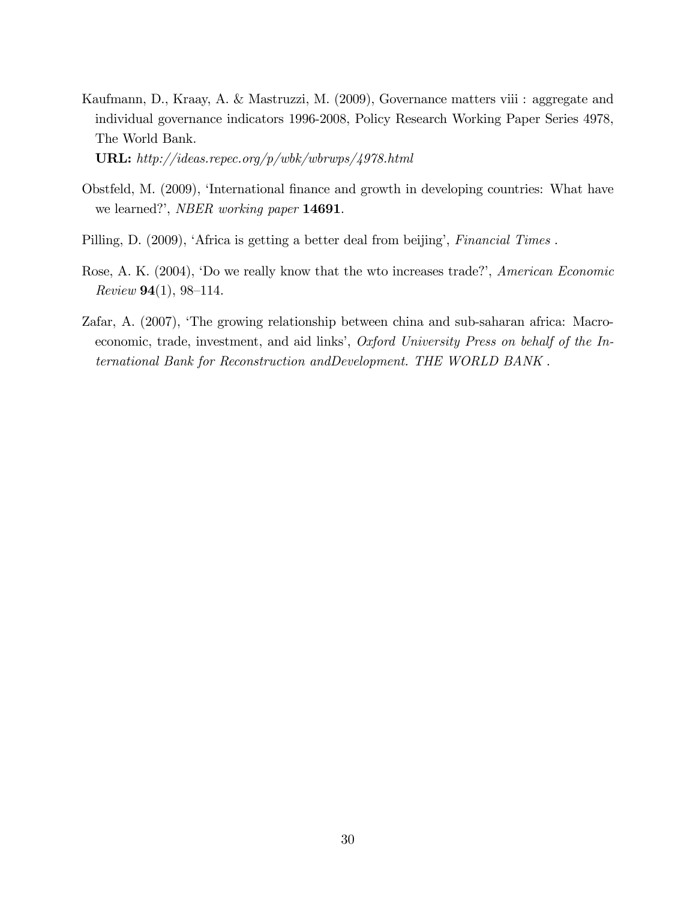Kaufmann, D., Kraay, A. & Mastruzzi, M. (2009), Governance matters viii : aggregate and individual governance indicators 1996-2008, Policy Research Working Paper Series 4978, The World Bank.
**URL:** *http://ideas.repec.org/p/wbk/wbrwps/4978.html*

Obstfeld, M. (2009), 'International finance and growth in developing countries: What have we learned?', *NBER working paper* **14691**.

Pilling, D. (2009), 'Africa is getting a better deal from beijing', *Financial Times* .

Rose, A. K. (2004), 'Do we really know that the wto increases trade?', *American Economic Review* **94**(1), 98–114.

Zafar, A. (2007), 'The growing relationship between china and sub-saharan africa: Macroeconomic, trade, investment, and aid links', *Oxford University Press on behalf of the International Bank for Reconstruction andDevelopment. THE WORLD BANK* .